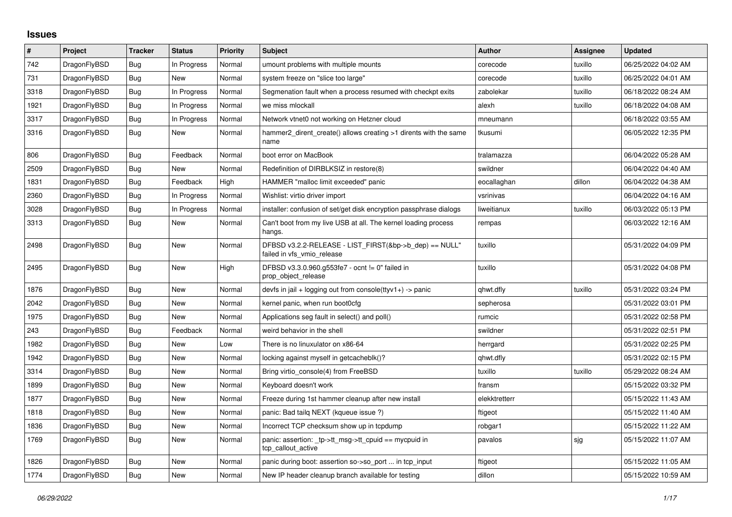# Issues

| # | Project | Tracker | Status | Priority | Subject | Author | Assignee | Updated |
|---|---|---|---|---|---|---|---|---|
| 742 | DragonFlyBSD | Bug | In Progress | Normal | umount problems with multiple mounts | corecode | tuxillo | 06/25/2022 04:02 AM |
| 731 | DragonFlyBSD | Bug | New | Normal | system freeze on "slice too large" | corecode | tuxillo | 06/25/2022 04:01 AM |
| 3318 | DragonFlyBSD | Bug | In Progress | Normal | Segmenation fault when a process resumed with checkpt exits | zabolekar | tuxillo | 06/18/2022 08:24 AM |
| 1921 | DragonFlyBSD | Bug | In Progress | Normal | we miss mlockall | alexh | tuxillo | 06/18/2022 04:08 AM |
| 3317 | DragonFlyBSD | Bug | In Progress | Normal | Network vtnet0 not working on Hetzner cloud | mneumann | | 06/18/2022 03:55 AM |
| 3316 | DragonFlyBSD | Bug | New | Normal | hammer2_dirent_create() allows creating >1 dirents with the same name | tkusumi | | 06/05/2022 12:35 PM |
| 806 | DragonFlyBSD | Bug | Feedback | Normal | boot error on MacBook | tralamazza | | 06/04/2022 05:28 AM |
| 2509 | DragonFlyBSD | Bug | New | Normal | Redefinition of DIRBLKSIZ in restore(8) | swildner | | 06/04/2022 04:40 AM |
| 1831 | DragonFlyBSD | Bug | Feedback | High | HAMMER "malloc limit exceeded" panic | eocallaghan | dillon | 06/04/2022 04:38 AM |
| 2360 | DragonFlyBSD | Bug | In Progress | Normal | Wishlist: virtio driver import | vsrinivas | | 06/04/2022 04:16 AM |
| 3028 | DragonFlyBSD | Bug | In Progress | Normal | installer: confusion of set/get disk encryption passphrase dialogs | liweitianux | tuxillo | 06/03/2022 05:13 PM |
| 3313 | DragonFlyBSD | Bug | New | Normal | Can't boot from my live USB at all. The kernel loading process hangs. | rempas | | 06/03/2022 12:16 AM |
| 2498 | DragonFlyBSD | Bug | New | Normal | DFBSD v3.2.2-RELEASE - LIST_FIRST(&bp->b_dep) == NULL" failed in vfs_vmio_release | tuxillo | | 05/31/2022 04:09 PM |
| 2495 | DragonFlyBSD | Bug | New | High | DFBSD v3.3.0.960.g553fe7 - ocnt != 0" failed in prop_object_release | tuxillo | | 05/31/2022 04:08 PM |
| 1876 | DragonFlyBSD | Bug | New | Normal | devfs in jail + logging out from console(ttyv1+) -> panic | qhwt.dfly | tuxillo | 05/31/2022 03:24 PM |
| 2042 | DragonFlyBSD | Bug | New | Normal | kernel panic, when run boot0cfg | sepherosa | | 05/31/2022 03:01 PM |
| 1975 | DragonFlyBSD | Bug | New | Normal | Applications seg fault in select() and poll() | rumcic | | 05/31/2022 02:58 PM |
| 243 | DragonFlyBSD | Bug | Feedback | Normal | weird behavior in the shell | swildner | | 05/31/2022 02:51 PM |
| 1982 | DragonFlyBSD | Bug | New | Low | There is no linuxulator on x86-64 | herrgard | | 05/31/2022 02:25 PM |
| 1942 | DragonFlyBSD | Bug | New | Normal | locking against myself in getcacheblk()? | qhwt.dfly | | 05/31/2022 02:15 PM |
| 3314 | DragonFlyBSD | Bug | New | Normal | Bring virtio_console(4) from FreeBSD | tuxillo | tuxillo | 05/29/2022 08:24 AM |
| 1899 | DragonFlyBSD | Bug | New | Normal | Keyboard doesn't work | fransm | | 05/15/2022 03:32 PM |
| 1877 | DragonFlyBSD | Bug | New | Normal | Freeze during 1st hammer cleanup after new install | elekktretterr | | 05/15/2022 11:43 AM |
| 1818 | DragonFlyBSD | Bug | New | Normal | panic: Bad tailq NEXT (kqueue issue ?) | ftigeot | | 05/15/2022 11:40 AM |
| 1836 | DragonFlyBSD | Bug | New | Normal | Incorrect TCP checksum show up in tcpdump | robgar1 | | 05/15/2022 11:22 AM |
| 1769 | DragonFlyBSD | Bug | New | Normal | panic: assertion: _tp->tt_msg->tt_cpuid == mycpuid in tcp_callout_active | pavalos | sjg | 05/15/2022 11:07 AM |
| 1826 | DragonFlyBSD | Bug | New | Normal | panic during boot: assertion so->so_port ... in tcp_input | ftigeot | | 05/15/2022 11:05 AM |
| 1774 | DragonFlyBSD | Bug | New | Normal | New IP header cleanup branch available for testing | dillon | | 05/15/2022 10:59 AM |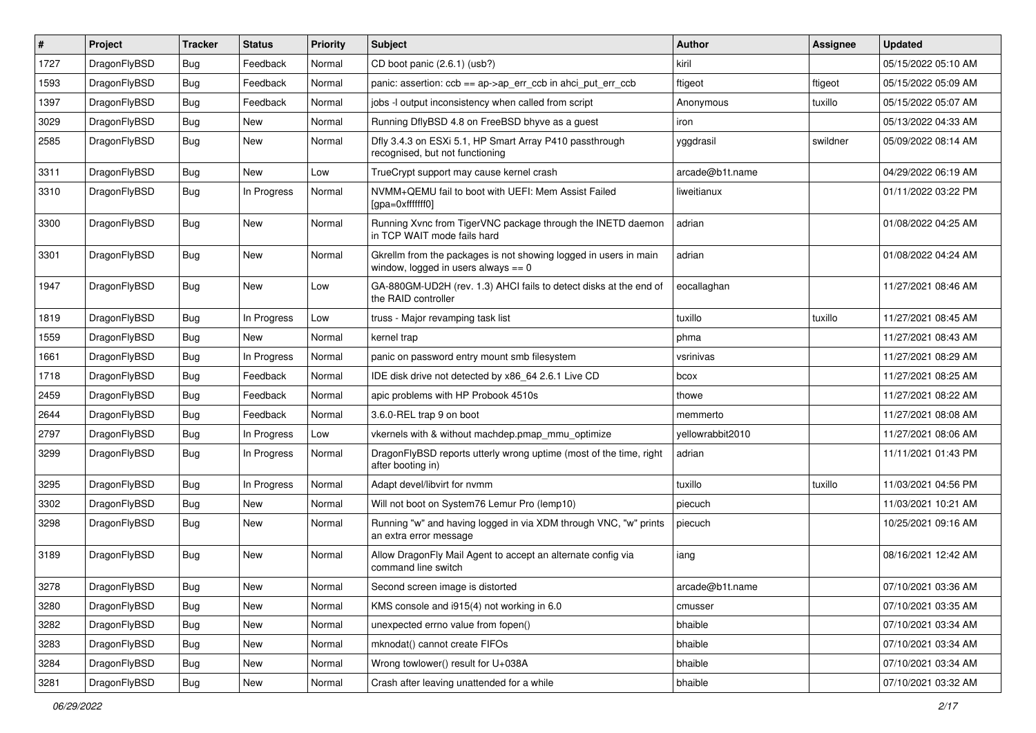| # | Project | Tracker | Status | Priority | Subject | Author | Assignee | Updated |
| --- | --- | --- | --- | --- | --- | --- | --- | --- |
| 1727 | DragonFlyBSD | Bug | Feedback | Normal | CD boot panic (2.6.1) (usb?) | kiril | | 05/15/2022 05:10 AM |
| 1593 | DragonFlyBSD | Bug | Feedback | Normal | panic: assertion: ccb == ap->ap_err_ccb in ahci_put_err_ccb | ftigeot | ftigeot | 05/15/2022 05:09 AM |
| 1397 | DragonFlyBSD | Bug | Feedback | Normal | jobs -l output inconsistency when called from script | Anonymous | tuxillo | 05/15/2022 05:07 AM |
| 3029 | DragonFlyBSD | Bug | New | Normal | Running DflyBSD 4.8 on FreeBSD bhyve as a guest | iron | | 05/13/2022 04:33 AM |
| 2585 | DragonFlyBSD | Bug | New | Normal | Dfly 3.4.3 on ESXi 5.1, HP Smart Array P410 passthrough recognised, but not functioning | yggdrasil | swildner | 05/09/2022 08:14 AM |
| 3311 | DragonFlyBSD | Bug | New | Low | TrueCrypt support may cause kernel crash | arcade@b1t.name | | 04/29/2022 06:19 AM |
| 3310 | DragonFlyBSD | Bug | In Progress | Normal | NVMM+QEMU fail to boot with UEFI: Mem Assist Failed [gpa=0xfffffff0] | liweitianux | | 01/11/2022 03:22 PM |
| 3300 | DragonFlyBSD | Bug | New | Normal | Running Xvnc from TigerVNC package through the INETD daemon in TCP WAIT mode fails hard | adrian | | 01/08/2022 04:25 AM |
| 3301 | DragonFlyBSD | Bug | New | Normal | Gkrellm from the packages is not showing logged in users in main window, logged in users always == 0 | adrian | | 01/08/2022 04:24 AM |
| 1947 | DragonFlyBSD | Bug | New | Low | GA-880GM-UD2H (rev. 1.3) AHCI fails to detect disks at the end of the RAID controller | eocallaghan | | 11/27/2021 08:46 AM |
| 1819 | DragonFlyBSD | Bug | In Progress | Low | truss - Major revamping task list | tuxillo | tuxillo | 11/27/2021 08:45 AM |
| 1559 | DragonFlyBSD | Bug | New | Normal | kernel trap | phma | | 11/27/2021 08:43 AM |
| 1661 | DragonFlyBSD | Bug | In Progress | Normal | panic on password entry mount smb filesystem | vsrinivas | | 11/27/2021 08:29 AM |
| 1718 | DragonFlyBSD | Bug | Feedback | Normal | IDE disk drive not detected by x86_64 2.6.1 Live CD | bcox | | 11/27/2021 08:25 AM |
| 2459 | DragonFlyBSD | Bug | Feedback | Normal | apic problems with HP Probook 4510s | thowe | | 11/27/2021 08:22 AM |
| 2644 | DragonFlyBSD | Bug | Feedback | Normal | 3.6.0-REL trap 9 on boot | memmerto | | 11/27/2021 08:08 AM |
| 2797 | DragonFlyBSD | Bug | In Progress | Low | vkernels with & without machdep.pmap_mmu_optimize | yellowrabbit2010 | | 11/27/2021 08:06 AM |
| 3299 | DragonFlyBSD | Bug | In Progress | Normal | DragonFlyBSD reports utterly wrong uptime (most of the time, right after booting in) | adrian | | 11/11/2021 01:43 PM |
| 3295 | DragonFlyBSD | Bug | In Progress | Normal | Adapt devel/libvirt for nvmm | tuxillo | tuxillo | 11/03/2021 04:56 PM |
| 3302 | DragonFlyBSD | Bug | New | Normal | Will not boot on System76 Lemur Pro (lemp10) | piecuch | | 11/03/2021 10:21 AM |
| 3298 | DragonFlyBSD | Bug | New | Normal | Running "w" and having logged in via XDM through VNC, "w" prints an extra error message | piecuch | | 10/25/2021 09:16 AM |
| 3189 | DragonFlyBSD | Bug | New | Normal | Allow DragonFly Mail Agent to accept an alternate config via command line switch | iang | | 08/16/2021 12:42 AM |
| 3278 | DragonFlyBSD | Bug | New | Normal | Second screen image is distorted | arcade@b1t.name | | 07/10/2021 03:36 AM |
| 3280 | DragonFlyBSD | Bug | New | Normal | KMS console and i915(4) not working in 6.0 | cmusser | | 07/10/2021 03:35 AM |
| 3282 | DragonFlyBSD | Bug | New | Normal | unexpected errno value from fopen() | bhaible | | 07/10/2021 03:34 AM |
| 3283 | DragonFlyBSD | Bug | New | Normal | mknodat() cannot create FIFOs | bhaible | | 07/10/2021 03:34 AM |
| 3284 | DragonFlyBSD | Bug | New | Normal | Wrong towlower() result for U+038A | bhaible | | 07/10/2021 03:34 AM |
| 3281 | DragonFlyBSD | Bug | New | Normal | Crash after leaving unattended for a while | bhaible | | 07/10/2021 03:32 AM |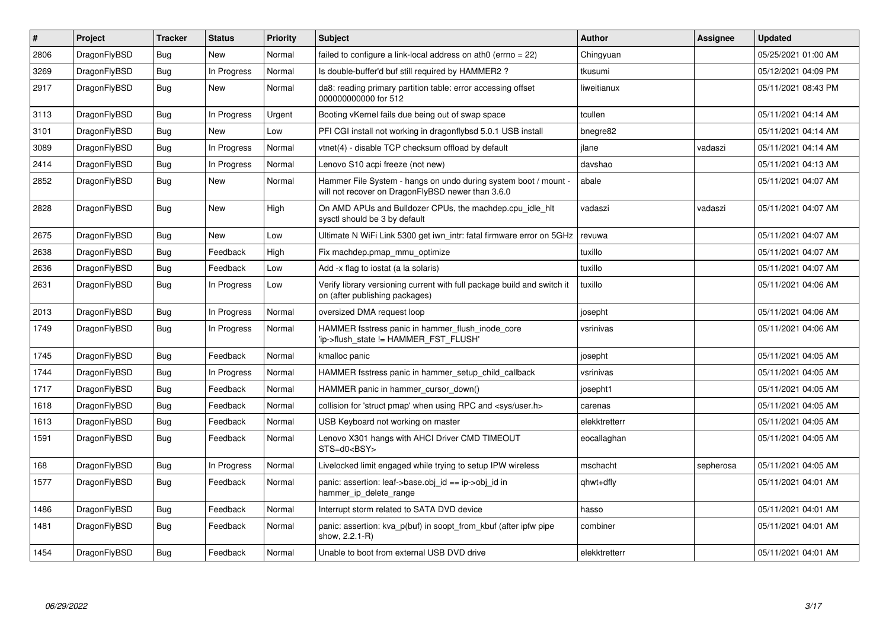| # | Project | Tracker | Status | Priority | Subject | Author | Assignee | Updated |
|---|---|---|---|---|---|---|---|---|
| 2806 | DragonFlyBSD | Bug | New | Normal | failed to configure a link-local address on ath0 (errno = 22) | Chingyuan | | 05/25/2021 01:00 AM |
| 3269 | DragonFlyBSD | Bug | In Progress | Normal | Is double-buffer'd buf still required by HAMMER2 ? | tkusumi | | 05/12/2021 04:09 PM |
| 2917 | DragonFlyBSD | Bug | New | Normal | da8: reading primary partition table: error accessing offset 000000000000 for 512 | liweitianux | | 05/11/2021 08:43 PM |
| 3113 | DragonFlyBSD | Bug | In Progress | Urgent | Booting vKernel fails due being out of swap space | tcullen | | 05/11/2021 04:14 AM |
| 3101 | DragonFlyBSD | Bug | New | Low | PFI CGI install not working in dragonflybsd 5.0.1 USB install | bnegre82 | | 05/11/2021 04:14 AM |
| 3089 | DragonFlyBSD | Bug | In Progress | Normal | vtnet(4) - disable TCP checksum offload by default | jlane | vadaszi | 05/11/2021 04:14 AM |
| 2414 | DragonFlyBSD | Bug | In Progress | Normal | Lenovo S10 acpi freeze (not new) | davshao | | 05/11/2021 04:13 AM |
| 2852 | DragonFlyBSD | Bug | New | Normal | Hammer File System - hangs on undo during system boot / mount - will not recover on DragonFlyBSD newer than 3.6.0 | abale | | 05/11/2021 04:07 AM |
| 2828 | DragonFlyBSD | Bug | New | High | On AMD APUs and Bulldozer CPUs, the machdep.cpu_idle_hlt sysctl should be 3 by default | vadaszi | vadaszi | 05/11/2021 04:07 AM |
| 2675 | DragonFlyBSD | Bug | New | Low | Ultimate N WiFi Link 5300 get iwn_intr: fatal firmware error on 5GHz | revuwa | | 05/11/2021 04:07 AM |
| 2638 | DragonFlyBSD | Bug | Feedback | High | Fix machdep.pmap_mmu_optimize | tuxillo | | 05/11/2021 04:07 AM |
| 2636 | DragonFlyBSD | Bug | Feedback | Low | Add -x flag to iostat (a la solaris) | tuxillo | | 05/11/2021 04:07 AM |
| 2631 | DragonFlyBSD | Bug | In Progress | Low | Verify library versioning current with full package build and switch it on (after publishing packages) | tuxillo | | 05/11/2021 04:06 AM |
| 2013 | DragonFlyBSD | Bug | In Progress | Normal | oversized DMA request loop | josepht | | 05/11/2021 04:06 AM |
| 1749 | DragonFlyBSD | Bug | In Progress | Normal | HAMMER fsstress panic in hammer_flush_inode_core 'ip->flush_state != HAMMER_FST_FLUSH' | vsrinivas | | 05/11/2021 04:06 AM |
| 1745 | DragonFlyBSD | Bug | Feedback | Normal | kmalloc panic | josepht | | 05/11/2021 04:05 AM |
| 1744 | DragonFlyBSD | Bug | In Progress | Normal | HAMMER fsstress panic in hammer_setup_child_callback | vsrinivas | | 05/11/2021 04:05 AM |
| 1717 | DragonFlyBSD | Bug | Feedback | Normal | HAMMER panic in hammer_cursor_down() | josepht1 | | 05/11/2021 04:05 AM |
| 1618 | DragonFlyBSD | Bug | Feedback | Normal | collision for 'struct pmap' when using RPC and <sys/user.h> | carenas | | 05/11/2021 04:05 AM |
| 1613 | DragonFlyBSD | Bug | Feedback | Normal | USB Keyboard not working on master | elekktretterr | | 05/11/2021 04:05 AM |
| 1591 | DragonFlyBSD | Bug | Feedback | Normal | Lenovo X301 hangs with AHCI Driver CMD TIMEOUT STS=d0<BSY> | eocallaghan | | 05/11/2021 04:05 AM |
| 168 | DragonFlyBSD | Bug | In Progress | Normal | Livelocked limit engaged while trying to setup IPW wireless | mschacht | sepherosa | 05/11/2021 04:05 AM |
| 1577 | DragonFlyBSD | Bug | Feedback | Normal | panic: assertion: leaf->base.obj_id == ip->obj_id in hammer_ip_delete_range | qhwt+dfly | | 05/11/2021 04:01 AM |
| 1486 | DragonFlyBSD | Bug | Feedback | Normal | Interrupt storm related to SATA DVD device | hasso | | 05/11/2021 04:01 AM |
| 1481 | DragonFlyBSD | Bug | Feedback | Normal | panic: assertion: kva_p(buf) in soopt_from_kbuf (after ipfw pipe show, 2.2.1-R) | combiner | | 05/11/2021 04:01 AM |
| 1454 | DragonFlyBSD | Bug | Feedback | Normal | Unable to boot from external USB DVD drive | elekktretterr | | 05/11/2021 04:01 AM |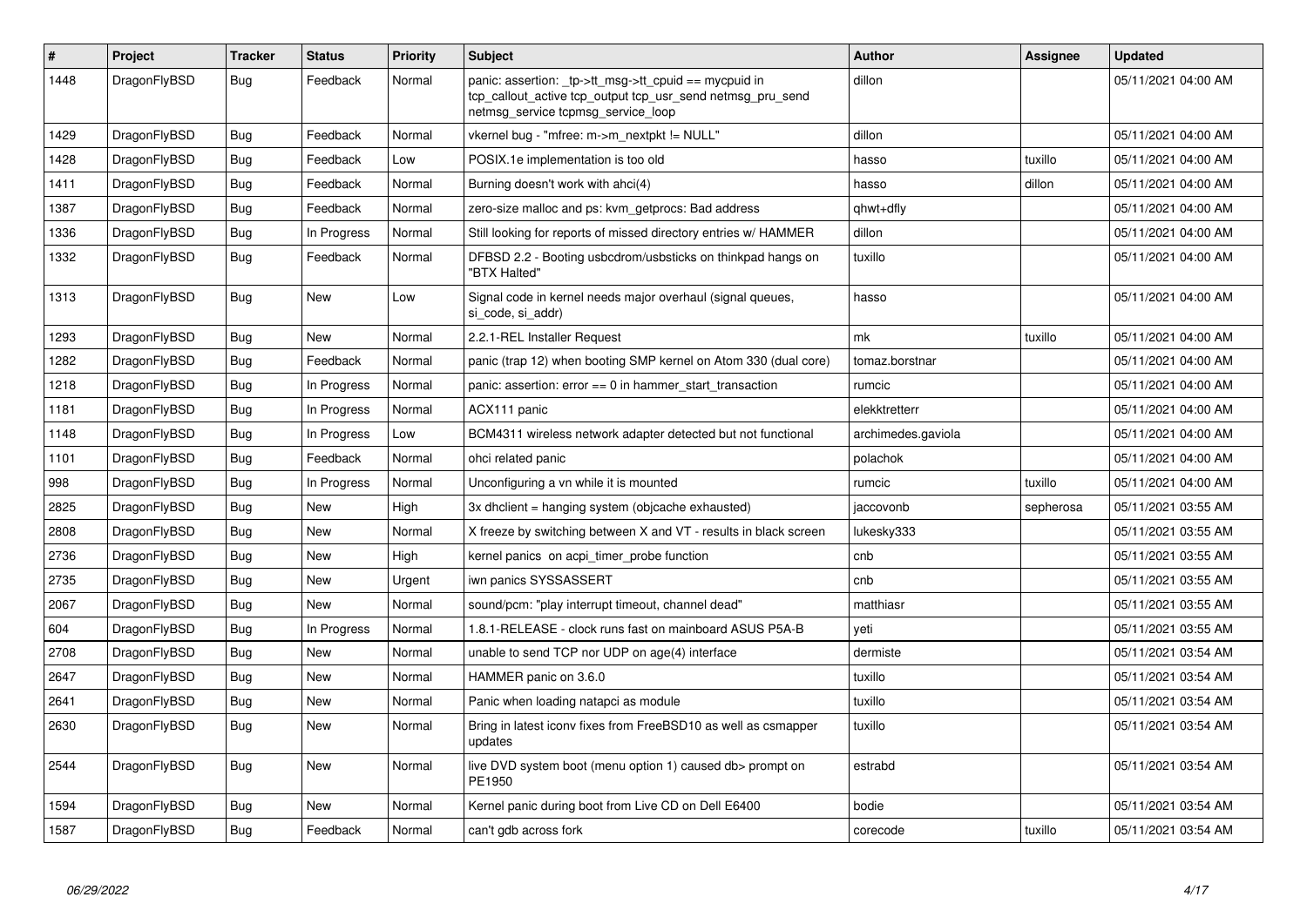| # | Project | Tracker | Status | Priority | Subject | Author | Assignee | Updated |
|---|---|---|---|---|---|---|---|---|
| 1448 | DragonFlyBSD | Bug | Feedback | Normal | panic: assertion: _tp->tt_msg->tt_cpuid == mycpuid in tcp_callout_active tcp_output tcp_usr_send netmsg_pru_send netmsg_service tcpmsg_service_loop | dillon | | 05/11/2021 04:00 AM |
| 1429 | DragonFlyBSD | Bug | Feedback | Normal | vkernel bug - "mfree: m->m_nextpkt != NULL" | dillon | | 05/11/2021 04:00 AM |
| 1428 | DragonFlyBSD | Bug | Feedback | Low | POSIX.1e implementation is too old | hasso | tuxillo | 05/11/2021 04:00 AM |
| 1411 | DragonFlyBSD | Bug | Feedback | Normal | Burning doesn't work with ahci(4) | hasso | dillon | 05/11/2021 04:00 AM |
| 1387 | DragonFlyBSD | Bug | Feedback | Normal | zero-size malloc and ps: kvm_getprocs: Bad address | qhwt+dfly | | 05/11/2021 04:00 AM |
| 1336 | DragonFlyBSD | Bug | In Progress | Normal | Still looking for reports of missed directory entries w/ HAMMER | dillon | | 05/11/2021 04:00 AM |
| 1332 | DragonFlyBSD | Bug | Feedback | Normal | DFBSD 2.2 - Booting usbcdrom/usbsticks on thinkpad hangs on "BTX Halted" | tuxillo | | 05/11/2021 04:00 AM |
| 1313 | DragonFlyBSD | Bug | New | Low | Signal code in kernel needs major overhaul (signal queues, si_code, si_addr) | hasso | | 05/11/2021 04:00 AM |
| 1293 | DragonFlyBSD | Bug | New | Normal | 2.2.1-REL Installer Request | mk | tuxillo | 05/11/2021 04:00 AM |
| 1282 | DragonFlyBSD | Bug | Feedback | Normal | panic (trap 12) when booting SMP kernel on Atom 330 (dual core) | tomaz.borstnar | | 05/11/2021 04:00 AM |
| 1218 | DragonFlyBSD | Bug | In Progress | Normal | panic: assertion: error == 0 in hammer_start_transaction | rumcic | | 05/11/2021 04:00 AM |
| 1181 | DragonFlyBSD | Bug | In Progress | Normal | ACX111 panic | elekktretterr | | 05/11/2021 04:00 AM |
| 1148 | DragonFlyBSD | Bug | In Progress | Low | BCM4311 wireless network adapter detected but not functional | archimedes.gaviola | | 05/11/2021 04:00 AM |
| 1101 | DragonFlyBSD | Bug | Feedback | Normal | ohci related panic | polachok | | 05/11/2021 04:00 AM |
| 998 | DragonFlyBSD | Bug | In Progress | Normal | Unconfiguring a vn while it is mounted | rumcic | tuxillo | 05/11/2021 04:00 AM |
| 2825 | DragonFlyBSD | Bug | New | High | 3x dhclient = hanging system (objcache exhausted) | jaccovonb | sepherosa | 05/11/2021 03:55 AM |
| 2808 | DragonFlyBSD | Bug | New | Normal | X freeze by switching between X and VT - results in black screen | lukesky333 | | 05/11/2021 03:55 AM |
| 2736 | DragonFlyBSD | Bug | New | High | kernel panics on acpi_timer_probe function | cnb | | 05/11/2021 03:55 AM |
| 2735 | DragonFlyBSD | Bug | New | Urgent | iwn panics SYSSASSERT | cnb | | 05/11/2021 03:55 AM |
| 2067 | DragonFlyBSD | Bug | New | Normal | sound/pcm: "play interrupt timeout, channel dead" | matthiasr | | 05/11/2021 03:55 AM |
| 604 | DragonFlyBSD | Bug | In Progress | Normal | 1.8.1-RELEASE - clock runs fast on mainboard ASUS P5A-B | yeti | | 05/11/2021 03:55 AM |
| 2708 | DragonFlyBSD | Bug | New | Normal | unable to send TCP nor UDP on age(4) interface | dermiste | | 05/11/2021 03:54 AM |
| 2647 | DragonFlyBSD | Bug | New | Normal | HAMMER panic on 3.6.0 | tuxillo | | 05/11/2021 03:54 AM |
| 2641 | DragonFlyBSD | Bug | New | Normal | Panic when loading natapci as module | tuxillo | | 05/11/2021 03:54 AM |
| 2630 | DragonFlyBSD | Bug | New | Normal | Bring in latest iconv fixes from FreeBSD10 as well as csmapper updates | tuxillo | | 05/11/2021 03:54 AM |
| 2544 | DragonFlyBSD | Bug | New | Normal | live DVD system boot (menu option 1) caused db> prompt on PE1950 | estrabd | | 05/11/2021 03:54 AM |
| 1594 | DragonFlyBSD | Bug | New | Normal | Kernel panic during boot from Live CD on Dell E6400 | bodie | | 05/11/2021 03:54 AM |
| 1587 | DragonFlyBSD | Bug | Feedback | Normal | can't gdb across fork | corecode | tuxillo | 05/11/2021 03:54 AM |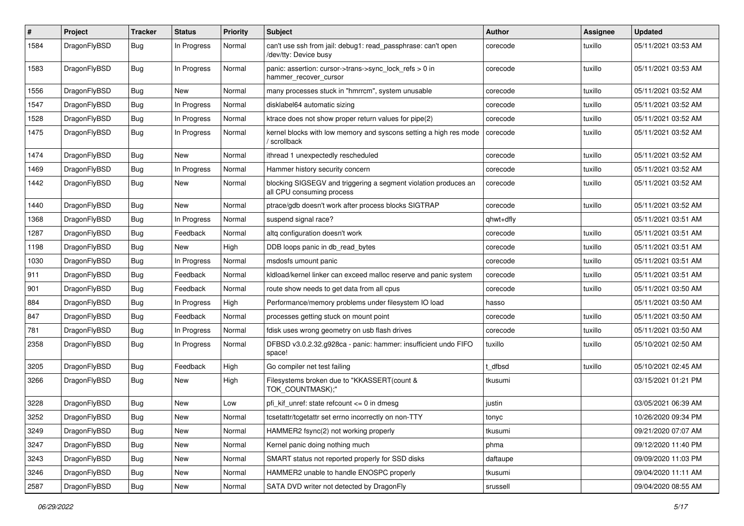| # | Project | Tracker | Status | Priority | Subject | Author | Assignee | Updated |
|---|---|---|---|---|---|---|---|---|
| 1584 | DragonFlyBSD | Bug | In Progress | Normal | can't use ssh from jail: debug1: read_passphrase: can't open /dev/tty: Device busy | corecode | tuxillo | 05/11/2021 03:53 AM |
| 1583 | DragonFlyBSD | Bug | In Progress | Normal | panic: assertion: cursor->trans->sync_lock_refs > 0 in hammer_recover_cursor | corecode | tuxillo | 05/11/2021 03:53 AM |
| 1556 | DragonFlyBSD | Bug | New | Normal | many processes stuck in "hmrrcm", system unusable | corecode | tuxillo | 05/11/2021 03:52 AM |
| 1547 | DragonFlyBSD | Bug | In Progress | Normal | disklabel64 automatic sizing | corecode | tuxillo | 05/11/2021 03:52 AM |
| 1528 | DragonFlyBSD | Bug | In Progress | Normal | ktrace does not show proper return values for pipe(2) | corecode | tuxillo | 05/11/2021 03:52 AM |
| 1475 | DragonFlyBSD | Bug | In Progress | Normal | kernel blocks with low memory and syscons setting a high res mode / scrollback | corecode | tuxillo | 05/11/2021 03:52 AM |
| 1474 | DragonFlyBSD | Bug | New | Normal | ithread 1 unexpectedly rescheduled | corecode | tuxillo | 05/11/2021 03:52 AM |
| 1469 | DragonFlyBSD | Bug | In Progress | Normal | Hammer history security concern | corecode | tuxillo | 05/11/2021 03:52 AM |
| 1442 | DragonFlyBSD | Bug | New | Normal | blocking SIGSEGV and triggering a segment violation produces an all CPU consuming process | corecode | tuxillo | 05/11/2021 03:52 AM |
| 1440 | DragonFlyBSD | Bug | New | Normal | ptrace/gdb doesn't work after process blocks SIGTRAP | corecode | tuxillo | 05/11/2021 03:52 AM |
| 1368 | DragonFlyBSD | Bug | In Progress | Normal | suspend signal race? | qhwt+dfly | | 05/11/2021 03:51 AM |
| 1287 | DragonFlyBSD | Bug | Feedback | Normal | altq configuration doesn't work | corecode | tuxillo | 05/11/2021 03:51 AM |
| 1198 | DragonFlyBSD | Bug | New | High | DDB loops panic in db_read_bytes | corecode | tuxillo | 05/11/2021 03:51 AM |
| 1030 | DragonFlyBSD | Bug | In Progress | Normal | msdosfs umount panic | corecode | tuxillo | 05/11/2021 03:51 AM |
| 911 | DragonFlyBSD | Bug | Feedback | Normal | kldload/kernel linker can exceed malloc reserve and panic system | corecode | tuxillo | 05/11/2021 03:51 AM |
| 901 | DragonFlyBSD | Bug | Feedback | Normal | route show needs to get data from all cpus | corecode | tuxillo | 05/11/2021 03:50 AM |
| 884 | DragonFlyBSD | Bug | In Progress | High | Performance/memory problems under filesystem IO load | hasso | | 05/11/2021 03:50 AM |
| 847 | DragonFlyBSD | Bug | Feedback | Normal | processes getting stuck on mount point | corecode | tuxillo | 05/11/2021 03:50 AM |
| 781 | DragonFlyBSD | Bug | In Progress | Normal | fdisk uses wrong geometry on usb flash drives | corecode | tuxillo | 05/11/2021 03:50 AM |
| 2358 | DragonFlyBSD | Bug | In Progress | Normal | DFBSD v3.0.2.32.g928ca - panic: hammer: insufficient undo FIFO space! | tuxillo | tuxillo | 05/10/2021 02:50 AM |
| 3205 | DragonFlyBSD | Bug | Feedback | High | Go compiler net test failing | t_dfbsd | tuxillo | 05/10/2021 02:45 AM |
| 3266 | DragonFlyBSD | Bug | New | High | Filesystems broken due to "KKASSERT(count & TOK_COUNTMASK);" | tkusumi | | 03/15/2021 01:21 PM |
| 3228 | DragonFlyBSD | Bug | New | Low | pfi_kif_unref: state refcount <= 0 in dmesg | justin | | 03/05/2021 06:39 AM |
| 3252 | DragonFlyBSD | Bug | New | Normal | tcsetattr/tcgetattr set errno incorrectly on non-TTY | tonyc | | 10/26/2020 09:34 PM |
| 3249 | DragonFlyBSD | Bug | New | Normal | HAMMER2 fsync(2) not working properly | tkusumi | | 09/21/2020 07:07 AM |
| 3247 | DragonFlyBSD | Bug | New | Normal | Kernel panic doing nothing much | phma | | 09/12/2020 11:40 PM |
| 3243 | DragonFlyBSD | Bug | New | Normal | SMART status not reported properly for SSD disks | daftaupe | | 09/09/2020 11:03 PM |
| 3246 | DragonFlyBSD | Bug | New | Normal | HAMMER2 unable to handle ENOSPC properly | tkusumi | | 09/04/2020 11:11 AM |
| 2587 | DragonFlyBSD | Bug | New | Normal | SATA DVD writer not detected by DragonFly | srussell | | 09/04/2020 08:55 AM |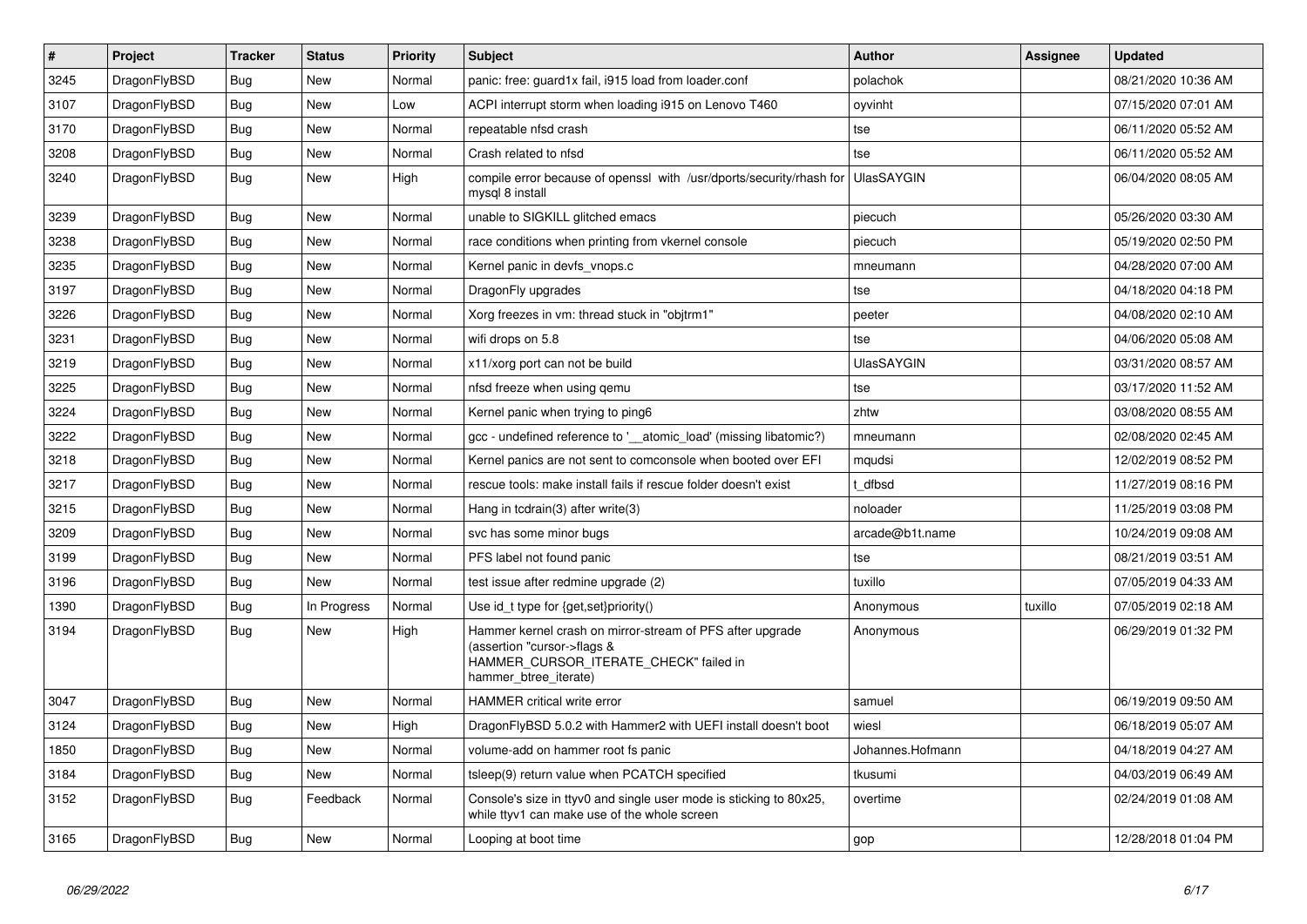| # | Project | Tracker | Status | Priority | Subject | Author | Assignee | Updated |
|---|---|---|---|---|---|---|---|---|
| 3245 | DragonFlyBSD | Bug | New | Normal | panic: free: guard1x fail, i915 load from loader.conf | polachok | | 08/21/2020 10:36 AM |
| 3107 | DragonFlyBSD | Bug | New | Low | ACPI interrupt storm when loading i915 on Lenovo T460 | oyvinht | | 07/15/2020 07:01 AM |
| 3170 | DragonFlyBSD | Bug | New | Normal | repeatable nfsd crash | tse | | 06/11/2020 05:52 AM |
| 3208 | DragonFlyBSD | Bug | New | Normal | Crash related to nfsd | tse | | 06/11/2020 05:52 AM |
| 3240 | DragonFlyBSD | Bug | New | High | compile error because of openssl with /usr/dports/security/rhash for mysql 8 install | UlasSAYGIN | | 06/04/2020 08:05 AM |
| 3239 | DragonFlyBSD | Bug | New | Normal | unable to SIGKILL glitched emacs | piecuch | | 05/26/2020 03:30 AM |
| 3238 | DragonFlyBSD | Bug | New | Normal | race conditions when printing from vkernel console | piecuch | | 05/19/2020 02:50 PM |
| 3235 | DragonFlyBSD | Bug | New | Normal | Kernel panic in devfs_vnops.c | mneumann | | 04/28/2020 07:00 AM |
| 3197 | DragonFlyBSD | Bug | New | Normal | DragonFly upgrades | tse | | 04/18/2020 04:18 PM |
| 3226 | DragonFlyBSD | Bug | New | Normal | Xorg freezes in vm: thread stuck in "objtrm1" | peeter | | 04/08/2020 02:10 AM |
| 3231 | DragonFlyBSD | Bug | New | Normal | wifi drops on 5.8 | tse | | 04/06/2020 05:08 AM |
| 3219 | DragonFlyBSD | Bug | New | Normal | x11/xorg port can not be build | UlasSAYGIN | | 03/31/2020 08:57 AM |
| 3225 | DragonFlyBSD | Bug | New | Normal | nfsd freeze when using qemu | tse | | 03/17/2020 11:52 AM |
| 3224 | DragonFlyBSD | Bug | New | Normal | Kernel panic when trying to ping6 | zhtw | | 03/08/2020 08:55 AM |
| 3222 | DragonFlyBSD | Bug | New | Normal | gcc - undefined reference to '__atomic_load' (missing libatomic?) | mneumann | | 02/08/2020 02:45 AM |
| 3218 | DragonFlyBSD | Bug | New | Normal | Kernel panics are not sent to comconsole when booted over EFI | mqudsi | | 12/02/2019 08:52 PM |
| 3217 | DragonFlyBSD | Bug | New | Normal | rescue tools: make install fails if rescue folder doesn't exist | t_dfbsd | | 11/27/2019 08:16 PM |
| 3215 | DragonFlyBSD | Bug | New | Normal | Hang in tcdrain(3) after write(3) | noloader | | 11/25/2019 03:08 PM |
| 3209 | DragonFlyBSD | Bug | New | Normal | svc has some minor bugs | arcade@b1t.name | | 10/24/2019 09:08 AM |
| 3199 | DragonFlyBSD | Bug | New | Normal | PFS label not found panic | tse | | 08/21/2019 03:51 AM |
| 3196 | DragonFlyBSD | Bug | New | Normal | test issue after redmine upgrade (2) | tuxillo | | 07/05/2019 04:33 AM |
| 1390 | DragonFlyBSD | Bug | In Progress | Normal | Use id_t type for {get,set}priority() | Anonymous | tuxillo | 07/05/2019 02:18 AM |
| 3194 | DragonFlyBSD | Bug | New | High | Hammer kernel crash on mirror-stream of PFS after upgrade (assertion "cursor->flags & HAMMER_CURSOR_ITERATE_CHECK" failed in hammer_btree_iterate) | Anonymous | | 06/29/2019 01:32 PM |
| 3047 | DragonFlyBSD | Bug | New | Normal | HAMMER critical write error | samuel | | 06/19/2019 09:50 AM |
| 3124 | DragonFlyBSD | Bug | New | High | DragonFlyBSD 5.0.2 with Hammer2 with UEFI install doesn't boot | wiesl | | 06/18/2019 05:07 AM |
| 1850 | DragonFlyBSD | Bug | New | Normal | volume-add on hammer root fs panic | Johannes.Hofmann | | 04/18/2019 04:27 AM |
| 3184 | DragonFlyBSD | Bug | New | Normal | tsleep(9) return value when PCATCH specified | tkusumi | | 04/03/2019 06:49 AM |
| 3152 | DragonFlyBSD | Bug | Feedback | Normal | Console's size in ttyv0 and single user mode is sticking to 80x25, while ttyv1 can make use of the whole screen | overtime | | 02/24/2019 01:08 AM |
| 3165 | DragonFlyBSD | Bug | New | Normal | Looping at boot time | gop | | 12/28/2018 01:04 PM |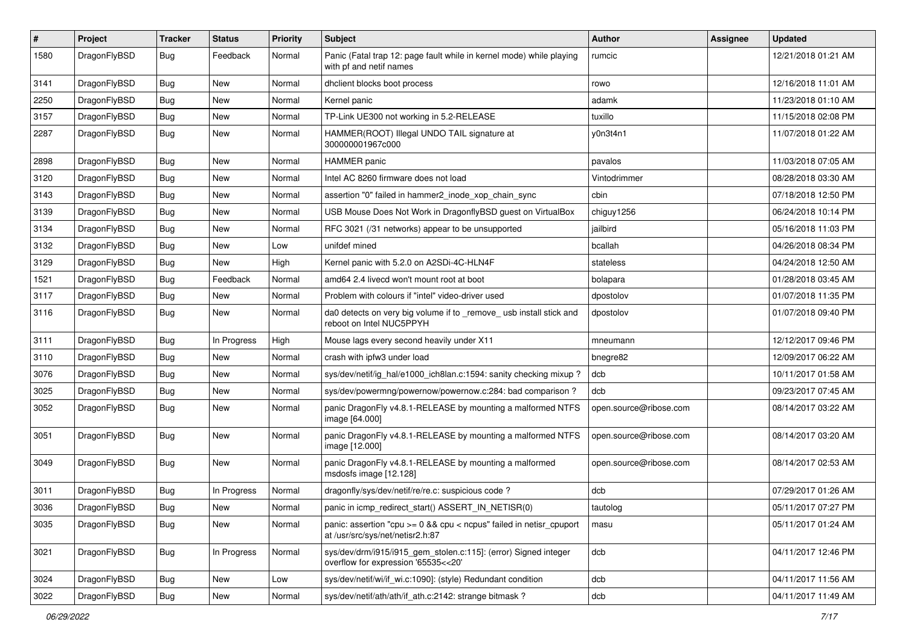| # | Project | Tracker | Status | Priority | Subject | Author | Assignee | Updated |
|---|---|---|---|---|---|---|---|---|
| 1580 | DragonFlyBSD | Bug | Feedback | Normal | Panic (Fatal trap 12: page fault while in kernel mode) while playing with pf and netif names | rumcic | | 12/21/2018 01:21 AM |
| 3141 | DragonFlyBSD | Bug | New | Normal | dhclient blocks boot process | rowo | | 12/16/2018 11:01 AM |
| 2250 | DragonFlyBSD | Bug | New | Normal | Kernel panic | adamk | | 11/23/2018 01:10 AM |
| 3157 | DragonFlyBSD | Bug | New | Normal | TP-Link UE300 not working in 5.2-RELEASE | tuxillo | | 11/15/2018 02:08 PM |
| 2287 | DragonFlyBSD | Bug | New | Normal | HAMMER(ROOT) Illegal UNDO TAIL signature at 300000001967c000 | y0n3t4n1 | | 11/07/2018 01:22 AM |
| 2898 | DragonFlyBSD | Bug | New | Normal | HAMMER panic | pavalos | | 11/03/2018 07:05 AM |
| 3120 | DragonFlyBSD | Bug | New | Normal | Intel AC 8260 firmware does not load | Vintodrimmer | | 08/28/2018 03:30 AM |
| 3143 | DragonFlyBSD | Bug | New | Normal | assertion "0" failed in hammer2_inode_xop_chain_sync | cbin | | 07/18/2018 12:50 PM |
| 3139 | DragonFlyBSD | Bug | New | Normal | USB Mouse Does Not Work in DragonflyBSD guest on VirtualBox | chiguy1256 | | 06/24/2018 10:14 PM |
| 3134 | DragonFlyBSD | Bug | New | Normal | RFC 3021 (/31 networks) appear to be unsupported | jailbird | | 05/16/2018 11:03 PM |
| 3132 | DragonFlyBSD | Bug | New | Low | unifdef mined | bcallah | | 04/26/2018 08:34 PM |
| 3129 | DragonFlyBSD | Bug | New | High | Kernel panic with 5.2.0 on A2SDi-4C-HLN4F | stateless | | 04/24/2018 12:50 AM |
| 1521 | DragonFlyBSD | Bug | Feedback | Normal | amd64 2.4 livecd won't mount root at boot | bolapara | | 01/28/2018 03:45 AM |
| 3117 | DragonFlyBSD | Bug | New | Normal | Problem with colours if "intel" video-driver used | dpostolov | | 01/07/2018 11:35 PM |
| 3116 | DragonFlyBSD | Bug | New | Normal | da0 detects on very big volume if to _remove_ usb install stick and reboot on Intel NUC5PPYH | dpostolov | | 01/07/2018 09:40 PM |
| 3111 | DragonFlyBSD | Bug | In Progress | High | Mouse lags every second heavily under X11 | mneumann | | 12/12/2017 09:46 PM |
| 3110 | DragonFlyBSD | Bug | New | Normal | crash with ipfw3 under load | bnegre82 | | 12/09/2017 06:22 AM |
| 3076 | DragonFlyBSD | Bug | New | Normal | sys/dev/netif/ig_hal/e1000_ich8lan.c:1594: sanity checking mixup ? | dcb | | 10/11/2017 01:58 AM |
| 3025 | DragonFlyBSD | Bug | New | Normal | sys/dev/powermng/powernow/powernow.c:284: bad comparison ? | dcb | | 09/23/2017 07:45 AM |
| 3052 | DragonFlyBSD | Bug | New | Normal | panic DragonFly v4.8.1-RELEASE by mounting a malformed NTFS image [64.000] | open.source@ribose.com | | 08/14/2017 03:22 AM |
| 3051 | DragonFlyBSD | Bug | New | Normal | panic DragonFly v4.8.1-RELEASE by mounting a malformed NTFS image [12.000] | open.source@ribose.com | | 08/14/2017 03:20 AM |
| 3049 | DragonFlyBSD | Bug | New | Normal | panic DragonFly v4.8.1-RELEASE by mounting a malformed msdosfs image [12.128] | open.source@ribose.com | | 08/14/2017 02:53 AM |
| 3011 | DragonFlyBSD | Bug | In Progress | Normal | dragonfly/sys/dev/netif/re/re.c: suspicious code ? | dcb | | 07/29/2017 01:26 AM |
| 3036 | DragonFlyBSD | Bug | New | Normal | panic in icmp_redirect_start() ASSERT_IN_NETISR(0) | tautolog | | 05/11/2017 07:27 PM |
| 3035 | DragonFlyBSD | Bug | New | Normal | panic: assertion "cpu >= 0 && cpu < ncpus" failed in netisr_cpuport at /usr/src/sys/net/netisr2.h:87 | masu | | 05/11/2017 01:24 AM |
| 3021 | DragonFlyBSD | Bug | In Progress | Normal | sys/dev/drm/i915/i915_gem_stolen.c:115]: (error) Signed integer overflow for expression '65535<<20' | dcb | | 04/11/2017 12:46 PM |
| 3024 | DragonFlyBSD | Bug | New | Low | sys/dev/netif/wi/if_wi.c:1090]: (style) Redundant condition | dcb | | 04/11/2017 11:56 AM |
| 3022 | DragonFlyBSD | Bug | New | Normal | sys/dev/netif/ath/ath/if_ath.c:2142: strange bitmask ? | dcb | | 04/11/2017 11:49 AM |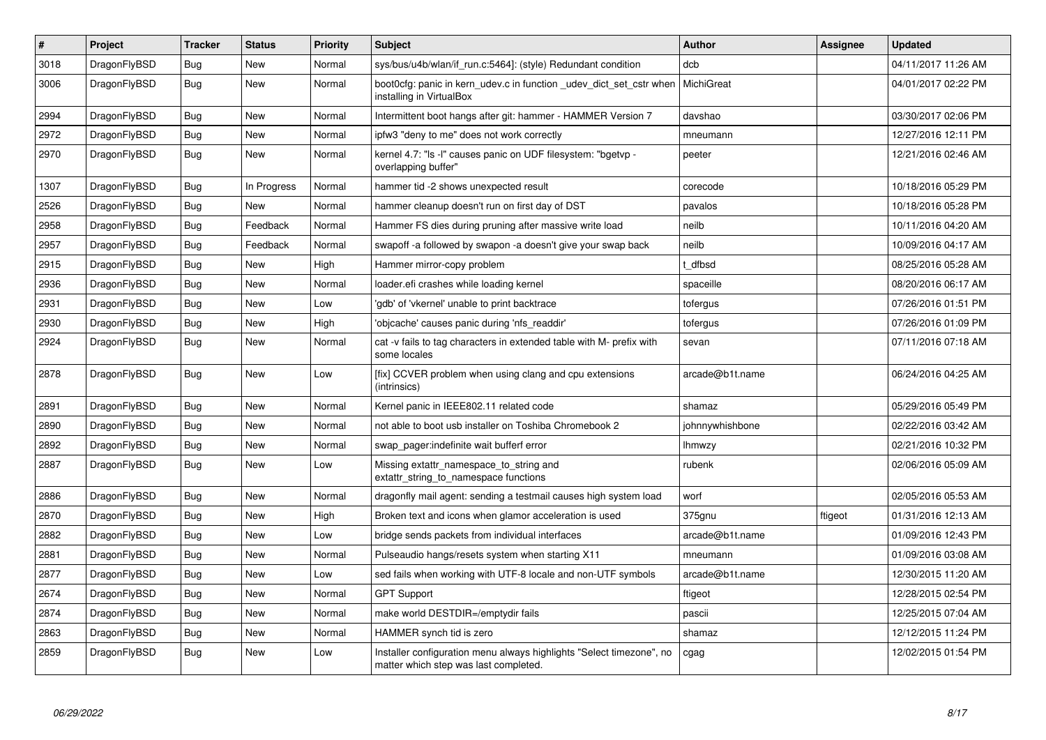| # | Project | Tracker | Status | Priority | Subject | Author | Assignee | Updated |
|---|---|---|---|---|---|---|---|---|
| 3018 | DragonFlyBSD | Bug | New | Normal | sys/bus/u4b/wlan/if_run.c:5464]: (style) Redundant condition | dcb | | 04/11/2017 11:26 AM |
| 3006 | DragonFlyBSD | Bug | New | Normal | boot0cfg: panic in kern_udev.c in function _udev_dict_set_cstr when installing in VirtualBox | MichiGreat | | 04/01/2017 02:22 PM |
| 2994 | DragonFlyBSD | Bug | New | Normal | Intermittent boot hangs after git: hammer - HAMMER Version 7 | davshao | | 03/30/2017 02:06 PM |
| 2972 | DragonFlyBSD | Bug | New | Normal | ipfw3 "deny to me" does not work correctly | mneumann | | 12/27/2016 12:11 PM |
| 2970 | DragonFlyBSD | Bug | New | Normal | kernel 4.7: "ls -l" causes panic on UDF filesystem: "bgetvp - overlapping buffer" | peeter | | 12/21/2016 02:46 AM |
| 1307 | DragonFlyBSD | Bug | In Progress | Normal | hammer tid -2 shows unexpected result | corecode | | 10/18/2016 05:29 PM |
| 2526 | DragonFlyBSD | Bug | New | Normal | hammer cleanup doesn't run on first day of DST | pavalos | | 10/18/2016 05:28 PM |
| 2958 | DragonFlyBSD | Bug | Feedback | Normal | Hammer FS dies during pruning after massive write load | neilb | | 10/11/2016 04:20 AM |
| 2957 | DragonFlyBSD | Bug | Feedback | Normal | swapoff -a followed by swapon -a doesn't give your swap back | neilb | | 10/09/2016 04:17 AM |
| 2915 | DragonFlyBSD | Bug | New | High | Hammer mirror-copy problem | t_dfbsd | | 08/25/2016 05:28 AM |
| 2936 | DragonFlyBSD | Bug | New | Normal | loader.efi crashes while loading kernel | spaceille | | 08/20/2016 06:17 AM |
| 2931 | DragonFlyBSD | Bug | New | Low | 'gdb' of 'vkernel' unable to print backtrace | tofergus | | 07/26/2016 01:51 PM |
| 2930 | DragonFlyBSD | Bug | New | High | 'objcache' causes panic during 'nfs_readdir' | tofergus | | 07/26/2016 01:09 PM |
| 2924 | DragonFlyBSD | Bug | New | Normal | cat -v fails to tag characters in extended table with M- prefix with some locales | sevan | | 07/11/2016 07:18 AM |
| 2878 | DragonFlyBSD | Bug | New | Low | [fix] CCVER problem when using clang and cpu extensions (intrinsics) | arcade@b1t.name | | 06/24/2016 04:25 AM |
| 2891 | DragonFlyBSD | Bug | New | Normal | Kernel panic in IEEE802.11 related code | shamaz | | 05/29/2016 05:49 PM |
| 2890 | DragonFlyBSD | Bug | New | Normal | not able to boot usb installer on Toshiba Chromebook 2 | johnnywhishbone | | 02/22/2016 03:42 AM |
| 2892 | DragonFlyBSD | Bug | New | Normal | swap_pager:indefinite wait bufferf error | lhmwzy | | 02/21/2016 10:32 PM |
| 2887 | DragonFlyBSD | Bug | New | Low | Missing extattr_namespace_to_string and extattr_string_to_namespace functions | rubenk | | 02/06/2016 05:09 AM |
| 2886 | DragonFlyBSD | Bug | New | Normal | dragonfly mail agent: sending a testmail causes high system load | worf | | 02/05/2016 05:53 AM |
| 2870 | DragonFlyBSD | Bug | New | High | Broken text and icons when glamor acceleration is used | 375gnu | ftigeot | 01/31/2016 12:13 AM |
| 2882 | DragonFlyBSD | Bug | New | Low | bridge sends packets from individual interfaces | arcade@b1t.name | | 01/09/2016 12:43 PM |
| 2881 | DragonFlyBSD | Bug | New | Normal | Pulseaudio hangs/resets system when starting X11 | mneumann | | 01/09/2016 03:08 AM |
| 2877 | DragonFlyBSD | Bug | New | Low | sed fails when working with UTF-8 locale and non-UTF symbols | arcade@b1t.name | | 12/30/2015 11:20 AM |
| 2674 | DragonFlyBSD | Bug | New | Normal | GPT Support | ftigeot | | 12/28/2015 02:54 PM |
| 2874 | DragonFlyBSD | Bug | New | Normal | make world DESTDIR=/emptydir fails | pascii | | 12/25/2015 07:04 AM |
| 2863 | DragonFlyBSD | Bug | New | Normal | HAMMER synch tid is zero | shamaz | | 12/12/2015 11:24 PM |
| 2859 | DragonFlyBSD | Bug | New | Low | Installer configuration menu always highlights "Select timezone", no matter which step was last completed. | cgag | | 12/02/2015 01:54 PM |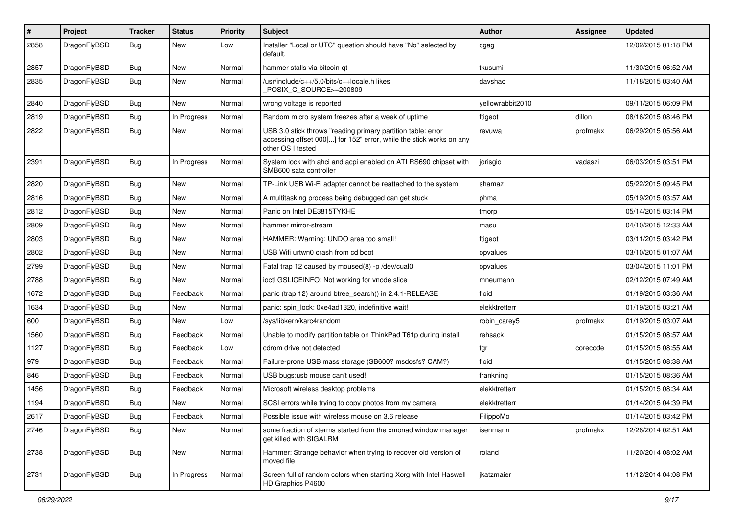| # | Project | Tracker | Status | Priority | Subject | Author | Assignee | Updated |
|---|---|---|---|---|---|---|---|---|
| 2858 | DragonFlyBSD | Bug | New | Low | Installer "Local or UTC" question should have "No" selected by default. | cgag | | 12/02/2015 01:18 PM |
| 2857 | DragonFlyBSD | Bug | New | Normal | hammer stalls via bitcoin-qt | tkusumi | | 11/30/2015 06:52 AM |
| 2835 | DragonFlyBSD | Bug | New | Normal | /usr/include/c++/5.0/bits/c++locale.h likes _POSIX_C_SOURCE>=200809 | davshao | | 11/18/2015 03:40 AM |
| 2840 | DragonFlyBSD | Bug | New | Normal | wrong voltage is reported | yellowrabbit2010 | | 09/11/2015 06:09 PM |
| 2819 | DragonFlyBSD | Bug | In Progress | Normal | Random micro system freezes after a week of uptime | ftigeot | dillon | 08/16/2015 08:46 PM |
| 2822 | DragonFlyBSD | Bug | New | Normal | USB 3.0 stick throws "reading primary partition table: error accessing offset 000[...] for 152" error, while the stick works on any other OS I tested | revuwa | profmakx | 06/29/2015 05:56 AM |
| 2391 | DragonFlyBSD | Bug | In Progress | Normal | System lock with ahci and acpi enabled on ATI RS690 chipset with SMB600 sata controller | jorisgio | vadaszi | 06/03/2015 03:51 PM |
| 2820 | DragonFlyBSD | Bug | New | Normal | TP-Link USB Wi-Fi adapter cannot be reattached to the system | shamaz | | 05/22/2015 09:45 PM |
| 2816 | DragonFlyBSD | Bug | New | Normal | A multitasking process being debugged can get stuck | phma | | 05/19/2015 03:57 AM |
| 2812 | DragonFlyBSD | Bug | New | Normal | Panic on Intel DE3815TYKHE | tmorp | | 05/14/2015 03:14 PM |
| 2809 | DragonFlyBSD | Bug | New | Normal | hammer mirror-stream | masu | | 04/10/2015 12:33 AM |
| 2803 | DragonFlyBSD | Bug | New | Normal | HAMMER: Warning: UNDO area too small! | ftigeot | | 03/11/2015 03:42 PM |
| 2802 | DragonFlyBSD | Bug | New | Normal | USB Wifi urtwn0 crash from cd boot | opvalues | | 03/10/2015 01:07 AM |
| 2799 | DragonFlyBSD | Bug | New | Normal | Fatal trap 12 caused by moused(8) -p /dev/cual0 | opvalues | | 03/04/2015 11:01 PM |
| 2788 | DragonFlyBSD | Bug | New | Normal | ioctl GSLICEINFO: Not working for vnode slice | mneumann | | 02/12/2015 07:49 AM |
| 1672 | DragonFlyBSD | Bug | Feedback | Normal | panic (trap 12) around btree_search() in 2.4.1-RELEASE | floid | | 01/19/2015 03:36 AM |
| 1634 | DragonFlyBSD | Bug | New | Normal | panic: spin_lock: 0xe4ad1320, indefinitive wait! | elekktretterr | | 01/19/2015 03:21 AM |
| 600 | DragonFlyBSD | Bug | New | Low | /sys/libkern/karc4random | robin_carey5 | profmakx | 01/19/2015 03:07 AM |
| 1560 | DragonFlyBSD | Bug | Feedback | Normal | Unable to modify partition table on ThinkPad T61p during install | rehsack | | 01/15/2015 08:57 AM |
| 1127 | DragonFlyBSD | Bug | Feedback | Low | cdrom drive not detected | tgr | corecode | 01/15/2015 08:55 AM |
| 979 | DragonFlyBSD | Bug | Feedback | Normal | Failure-prone USB mass storage (SB600? msdosfs? CAM?) | floid | | 01/15/2015 08:38 AM |
| 846 | DragonFlyBSD | Bug | Feedback | Normal | USB bugs:usb mouse can't used! | frankning | | 01/15/2015 08:36 AM |
| 1456 | DragonFlyBSD | Bug | Feedback | Normal | Microsoft wireless desktop problems | elekktretterr | | 01/15/2015 08:34 AM |
| 1194 | DragonFlyBSD | Bug | New | Normal | SCSI errors while trying to copy photos from my camera | elekktretterr | | 01/14/2015 04:39 PM |
| 2617 | DragonFlyBSD | Bug | Feedback | Normal | Possible issue with wireless mouse on 3.6 release | FilippoMo | | 01/14/2015 03:42 PM |
| 2746 | DragonFlyBSD | Bug | New | Normal | some fraction of xterms started from the xmonad window manager get killed with SIGALRM | isenmann | profmakx | 12/28/2014 02:51 AM |
| 2738 | DragonFlyBSD | Bug | New | Normal | Hammer: Strange behavior when trying to recover old version of moved file | roland | | 11/20/2014 08:02 AM |
| 2731 | DragonFlyBSD | Bug | In Progress | Normal | Screen full of random colors when starting Xorg with Intel Haswell HD Graphics P4600 | jkatzmaier | | 11/12/2014 04:08 PM |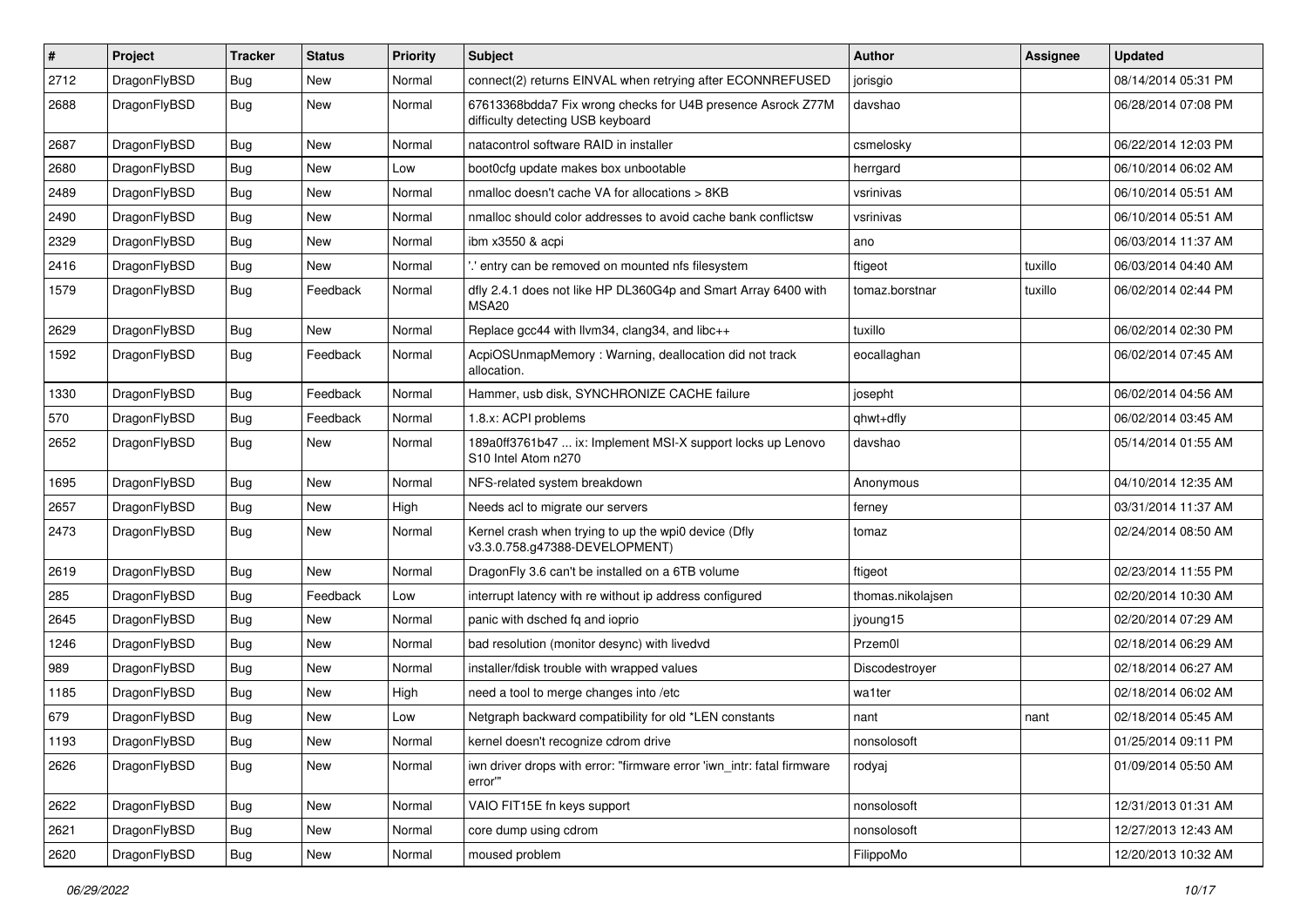| # | Project | Tracker | Status | Priority | Subject | Author | Assignee | Updated |
|---|---|---|---|---|---|---|---|---|
| 2712 | DragonFlyBSD | Bug | New | Normal | connect(2) returns EINVAL when retrying after ECONNREFUSED | jorisgio | | 08/14/2014 05:31 PM |
| 2688 | DragonFlyBSD | Bug | New | Normal | 67613368bdda7 Fix wrong checks for U4B presence Asrock Z77M difficulty detecting USB keyboard | davshao | | 06/28/2014 07:08 PM |
| 2687 | DragonFlyBSD | Bug | New | Normal | natacontrol software RAID in installer | csmelosky | | 06/22/2014 12:03 PM |
| 2680 | DragonFlyBSD | Bug | New | Low | boot0cfg update makes box unbootable | herrgard | | 06/10/2014 06:02 AM |
| 2489 | DragonFlyBSD | Bug | New | Normal | nmalloc doesn't cache VA for allocations > 8KB | vsrinivas | | 06/10/2014 05:51 AM |
| 2490 | DragonFlyBSD | Bug | New | Normal | nmalloc should color addresses to avoid cache bank conflictsw | vsrinivas | | 06/10/2014 05:51 AM |
| 2329 | DragonFlyBSD | Bug | New | Normal | ibm x3550 & acpi | ano | | 06/03/2014 11:37 AM |
| 2416 | DragonFlyBSD | Bug | New | Normal | '.' entry can be removed on mounted nfs filesystem | ftigeot | tuxillo | 06/03/2014 04:40 AM |
| 1579 | DragonFlyBSD | Bug | Feedback | Normal | dfly 2.4.1 does not like HP DL360G4p and Smart Array 6400 with MSA20 | tomaz.borstnar | tuxillo | 06/02/2014 02:44 PM |
| 2629 | DragonFlyBSD | Bug | New | Normal | Replace gcc44 with llvm34, clang34, and libc++ | tuxillo | | 06/02/2014 02:30 PM |
| 1592 | DragonFlyBSD | Bug | Feedback | Normal | AcpiOSUnmapMemory : Warning, deallocation did not track allocation. | eocallaghan | | 06/02/2014 07:45 AM |
| 1330 | DragonFlyBSD | Bug | Feedback | Normal | Hammer, usb disk, SYNCHRONIZE CACHE failure | josepht | | 06/02/2014 04:56 AM |
| 570 | DragonFlyBSD | Bug | Feedback | Normal | 1.8.x: ACPI problems | qhwt+dfly | | 06/02/2014 03:45 AM |
| 2652 | DragonFlyBSD | Bug | New | Normal | 189a0ff3761b47 ... ix: Implement MSI-X support locks up Lenovo S10 Intel Atom n270 | davshao | | 05/14/2014 01:55 AM |
| 1695 | DragonFlyBSD | Bug | New | Normal | NFS-related system breakdown | Anonymous | | 04/10/2014 12:35 AM |
| 2657 | DragonFlyBSD | Bug | New | High | Needs acl to migrate our servers | ferney | | 03/31/2014 11:37 AM |
| 2473 | DragonFlyBSD | Bug | New | Normal | Kernel crash when trying to up the wpi0 device (Dfly v3.3.0.758.g47388-DEVELOPMENT) | tomaz | | 02/24/2014 08:50 AM |
| 2619 | DragonFlyBSD | Bug | New | Normal | DragonFly 3.6 can't be installed on a 6TB volume | ftigeot | | 02/23/2014 11:55 PM |
| 285 | DragonFlyBSD | Bug | Feedback | Low | interrupt latency with re without ip address configured | thomas.nikolajsen | | 02/20/2014 10:30 AM |
| 2645 | DragonFlyBSD | Bug | New | Normal | panic with dsched fq and ioprio | jyoung15 | | 02/20/2014 07:29 AM |
| 1246 | DragonFlyBSD | Bug | New | Normal | bad resolution (monitor desync) with livedvd | Przem0l | | 02/18/2014 06:29 AM |
| 989 | DragonFlyBSD | Bug | New | Normal | installer/fdisk trouble with wrapped values | Discodestroyer | | 02/18/2014 06:27 AM |
| 1185 | DragonFlyBSD | Bug | New | High | need a tool to merge changes into /etc | wa1ter | | 02/18/2014 06:02 AM |
| 679 | DragonFlyBSD | Bug | New | Low | Netgraph backward compatibility for old *LEN constants | nant | nant | 02/18/2014 05:45 AM |
| 1193 | DragonFlyBSD | Bug | New | Normal | kernel doesn't recognize cdrom drive | nonsolosoft | | 01/25/2014 09:11 PM |
| 2626 | DragonFlyBSD | Bug | New | Normal | iwn driver drops with error: "firmware error 'iwn_intr: fatal firmware error'" | rodyaj | | 01/09/2014 05:50 AM |
| 2622 | DragonFlyBSD | Bug | New | Normal | VAIO FIT15E fn keys support | nonsolosoft | | 12/31/2013 01:31 AM |
| 2621 | DragonFlyBSD | Bug | New | Normal | core dump using cdrom | nonsolosoft | | 12/27/2013 12:43 AM |
| 2620 | DragonFlyBSD | Bug | New | Normal | moused problem | FilippoMo | | 12/20/2013 10:32 AM |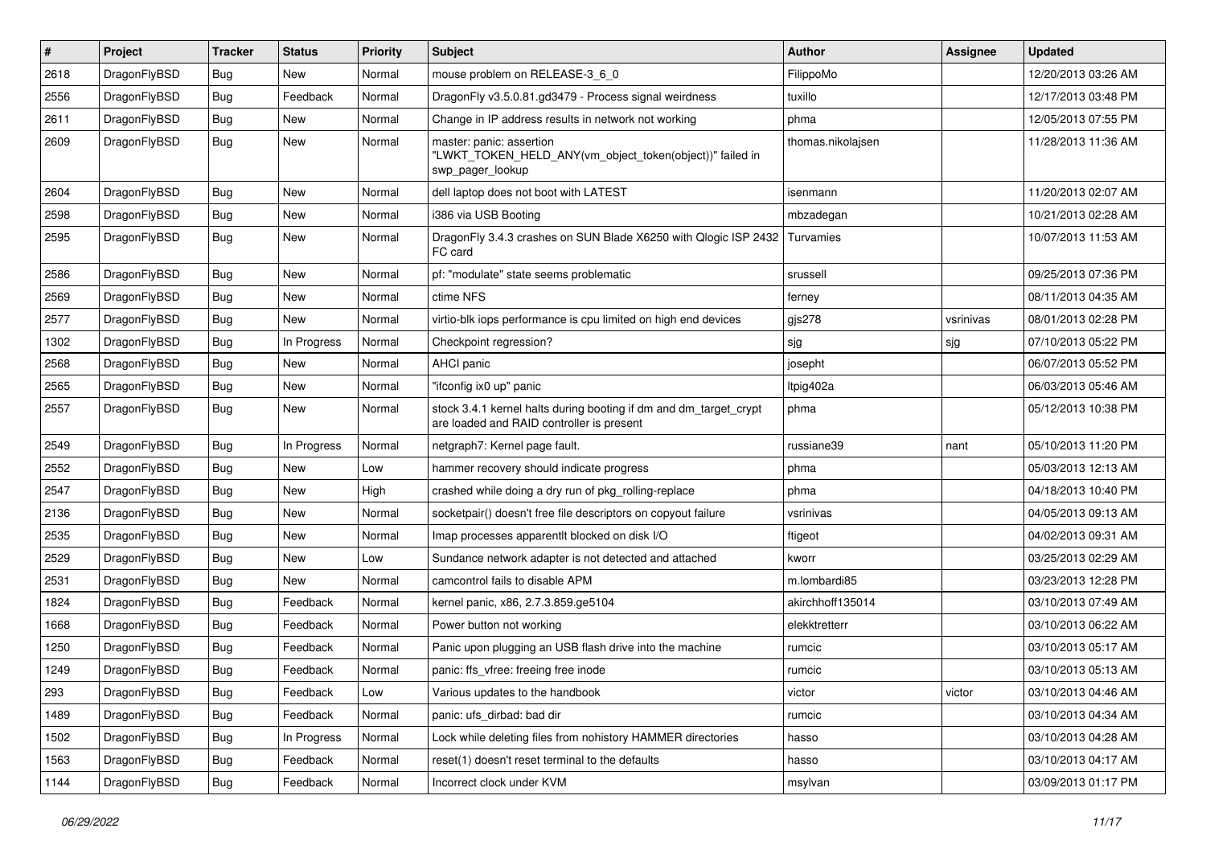| # | Project | Tracker | Status | Priority | Subject | Author | Assignee | Updated |
|---|---|---|---|---|---|---|---|---|
| 2618 | DragonFlyBSD | Bug | New | Normal | mouse problem on RELEASE-3_6_0 | FilippoMo | | 12/20/2013 03:26 AM |
| 2556 | DragonFlyBSD | Bug | Feedback | Normal | DragonFly v3.5.0.81.gd3479 - Process signal weirdness | tuxillo | | 12/17/2013 03:48 PM |
| 2611 | DragonFlyBSD | Bug | New | Normal | Change in IP address results in network not working | phma | | 12/05/2013 07:55 PM |
| 2609 | DragonFlyBSD | Bug | New | Normal | master: panic: assertion "LWKT_TOKEN_HELD_ANY(vm_object_token(object))" failed in swp_pager_lookup | thomas.nikolajsen | | 11/28/2013 11:36 AM |
| 2604 | DragonFlyBSD | Bug | New | Normal | dell laptop does not boot with LATEST | isenmann | | 11/20/2013 02:07 AM |
| 2598 | DragonFlyBSD | Bug | New | Normal | i386 via USB Booting | mbzadegan | | 10/21/2013 02:28 AM |
| 2595 | DragonFlyBSD | Bug | New | Normal | DragonFly 3.4.3 crashes on SUN Blade X6250 with Qlogic ISP 2432 FC card | Turvamies | | 10/07/2013 11:53 AM |
| 2586 | DragonFlyBSD | Bug | New | Normal | pf: "modulate" state seems problematic | srussell | | 09/25/2013 07:36 PM |
| 2569 | DragonFlyBSD | Bug | New | Normal | ctime NFS | ferney | | 08/11/2013 04:35 AM |
| 2577 | DragonFlyBSD | Bug | New | Normal | virtio-blk iops performance is cpu limited on high end devices | gjs278 | vsrinivas | 08/01/2013 02:28 PM |
| 1302 | DragonFlyBSD | Bug | In Progress | Normal | Checkpoint regression? | sjg | sjg | 07/10/2013 05:22 PM |
| 2568 | DragonFlyBSD | Bug | New | Normal | AHCI panic | josepht | | 06/07/2013 05:52 PM |
| 2565 | DragonFlyBSD | Bug | New | Normal | "ifconfig ix0 up" panic | ltpig402a | | 06/03/2013 05:46 AM |
| 2557 | DragonFlyBSD | Bug | New | Normal | stock 3.4.1 kernel halts during booting if dm and dm_target_crypt are loaded and RAID controller is present | phma | | 05/12/2013 10:38 PM |
| 2549 | DragonFlyBSD | Bug | In Progress | Normal | netgraph7: Kernel page fault. | russiane39 | nant | 05/10/2013 11:20 PM |
| 2552 | DragonFlyBSD | Bug | New | Low | hammer recovery should indicate progress | phma | | 05/03/2013 12:13 AM |
| 2547 | DragonFlyBSD | Bug | New | High | crashed while doing a dry run of pkg_rolling-replace | phma | | 04/18/2013 10:40 PM |
| 2136 | DragonFlyBSD | Bug | New | Normal | socketpair() doesn't free file descriptors on copyout failure | vsrinivas | | 04/05/2013 09:13 AM |
| 2535 | DragonFlyBSD | Bug | New | Normal | Imap processes apparentlt blocked on disk I/O | ftigeot | | 04/02/2013 09:31 AM |
| 2529 | DragonFlyBSD | Bug | New | Low | Sundance network adapter is not detected and attached | kworr | | 03/25/2013 02:29 AM |
| 2531 | DragonFlyBSD | Bug | New | Normal | camcontrol fails to disable APM | m.lombardi85 | | 03/23/2013 12:28 PM |
| 1824 | DragonFlyBSD | Bug | Feedback | Normal | kernel panic, x86, 2.7.3.859.ge5104 | akirchhoff135014 | | 03/10/2013 07:49 AM |
| 1668 | DragonFlyBSD | Bug | Feedback | Normal | Power button not working | elekktretterr | | 03/10/2013 06:22 AM |
| 1250 | DragonFlyBSD | Bug | Feedback | Normal | Panic upon plugging an USB flash drive into the machine | rumcic | | 03/10/2013 05:17 AM |
| 1249 | DragonFlyBSD | Bug | Feedback | Normal | panic: ffs_vfree: freeing free inode | rumcic | | 03/10/2013 05:13 AM |
| 293 | DragonFlyBSD | Bug | Feedback | Low | Various updates to the handbook | victor | victor | 03/10/2013 04:46 AM |
| 1489 | DragonFlyBSD | Bug | Feedback | Normal | panic: ufs_dirbad: bad dir | rumcic | | 03/10/2013 04:34 AM |
| 1502 | DragonFlyBSD | Bug | In Progress | Normal | Lock while deleting files from nohistory HAMMER directories | hasso | | 03/10/2013 04:28 AM |
| 1563 | DragonFlyBSD | Bug | Feedback | Normal | reset(1) doesn't reset terminal to the defaults | hasso | | 03/10/2013 04:17 AM |
| 1144 | DragonFlyBSD | Bug | Feedback | Normal | Incorrect clock under KVM | msylvan | | 03/09/2013 01:17 PM |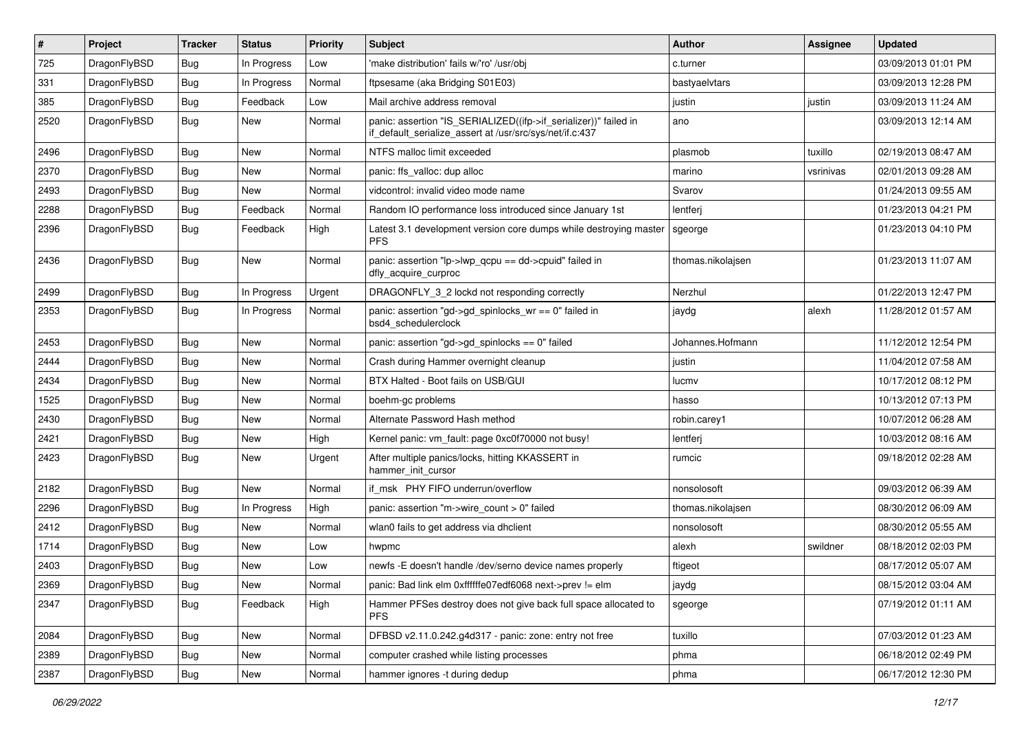| # | Project | Tracker | Status | Priority | Subject | Author | Assignee | Updated |
|---|---|---|---|---|---|---|---|---|
| 725 | DragonFlyBSD | Bug | In Progress | Low | 'make distribution' fails w/'ro' /usr/obj | c.turner | | 03/09/2013 01:01 PM |
| 331 | DragonFlyBSD | Bug | In Progress | Normal | ftpsesame (aka Bridging S01E03) | bastyaelvtars | | 03/09/2013 12:28 PM |
| 385 | DragonFlyBSD | Bug | Feedback | Low | Mail archive address removal | justin | justin | 03/09/2013 11:24 AM |
| 2520 | DragonFlyBSD | Bug | New | Normal | panic: assertion "IS_SERIALIZED((ifp->if_serializer))" failed in if_default_serialize_assert at /usr/src/sys/net/if.c:437 | ano | | 03/09/2013 12:14 AM |
| 2496 | DragonFlyBSD | Bug | New | Normal | NTFS malloc limit exceeded | plasmob | tuxillo | 02/19/2013 08:47 AM |
| 2370 | DragonFlyBSD | Bug | New | Normal | panic: ffs_valloc: dup alloc | marino | vsrinivas | 02/01/2013 09:28 AM |
| 2493 | DragonFlyBSD | Bug | New | Normal | vidcontrol: invalid video mode name | Svarov | | 01/24/2013 09:55 AM |
| 2288 | DragonFlyBSD | Bug | Feedback | Normal | Random IO performance loss introduced since January 1st | lentferj | | 01/23/2013 04:21 PM |
| 2396 | DragonFlyBSD | Bug | Feedback | High | Latest 3.1 development version core dumps while destroying master PFS | sgeorge | | 01/23/2013 04:10 PM |
| 2436 | DragonFlyBSD | Bug | New | Normal | panic: assertion "lp->lwp_qcpu == dd->cpuid" failed in dfly_acquire_curproc | thomas.nikolajsen | | 01/23/2013 11:07 AM |
| 2499 | DragonFlyBSD | Bug | In Progress | Urgent | DRAGONFLY_3_2 lockd not responding correctly | Nerzhul | | 01/22/2013 12:47 PM |
| 2353 | DragonFlyBSD | Bug | In Progress | Normal | panic: assertion "gd->gd_spinlocks_wr == 0" failed in bsd4_schedulerclock | jaydg | alexh | 11/28/2012 01:57 AM |
| 2453 | DragonFlyBSD | Bug | New | Normal | panic: assertion "gd->gd_spinlocks == 0" failed | Johannes.Hofmann | | 11/12/2012 12:54 PM |
| 2444 | DragonFlyBSD | Bug | New | Normal | Crash during Hammer overnight cleanup | justin | | 11/04/2012 07:58 AM |
| 2434 | DragonFlyBSD | Bug | New | Normal | BTX Halted - Boot fails on USB/GUI | lucmv | | 10/17/2012 08:12 PM |
| 1525 | DragonFlyBSD | Bug | New | Normal | boehm-gc problems | hasso | | 10/13/2012 07:13 PM |
| 2430 | DragonFlyBSD | Bug | New | Normal | Alternate Password Hash method | robin.carey1 | | 10/07/2012 06:28 AM |
| 2421 | DragonFlyBSD | Bug | New | High | Kernel panic: vm_fault: page 0xc0f70000 not busy! | lentferj | | 10/03/2012 08:16 AM |
| 2423 | DragonFlyBSD | Bug | New | Urgent | After multiple panics/locks, hitting KKASSERT in hammer_init_cursor | rumcic | | 09/18/2012 02:28 AM |
| 2182 | DragonFlyBSD | Bug | New | Normal | if_msk PHY FIFO underrun/overflow | nonsolosoft | | 09/03/2012 06:39 AM |
| 2296 | DragonFlyBSD | Bug | In Progress | High | panic: assertion "m->wire_count > 0" failed | thomas.nikolajsen | | 08/30/2012 06:09 AM |
| 2412 | DragonFlyBSD | Bug | New | Normal | wlan0 fails to get address via dhclient | nonsolosoft | | 08/30/2012 05:55 AM |
| 1714 | DragonFlyBSD | Bug | New | Low | hwpmc | alexh | swildner | 08/18/2012 02:03 PM |
| 2403 | DragonFlyBSD | Bug | New | Low | newfs -E doesn't handle /dev/serno device names properly | ftigeot | | 08/17/2012 05:07 AM |
| 2369 | DragonFlyBSD | Bug | New | Normal | panic: Bad link elm 0xffffffe07edf6068 next->prev != elm | jaydg | | 08/15/2012 03:04 AM |
| 2347 | DragonFlyBSD | Bug | Feedback | High | Hammer PFSes destroy does not give back full space allocated to PFS | sgeorge | | 07/19/2012 01:11 AM |
| 2084 | DragonFlyBSD | Bug | New | Normal | DFBSD v2.11.0.242.g4d317 - panic: zone: entry not free | tuxillo | | 07/03/2012 01:23 AM |
| 2389 | DragonFlyBSD | Bug | New | Normal | computer crashed while listing processes | phma | | 06/18/2012 02:49 PM |
| 2387 | DragonFlyBSD | Bug | New | Normal | hammer ignores -t during dedup | phma | | 06/17/2012 12:30 PM |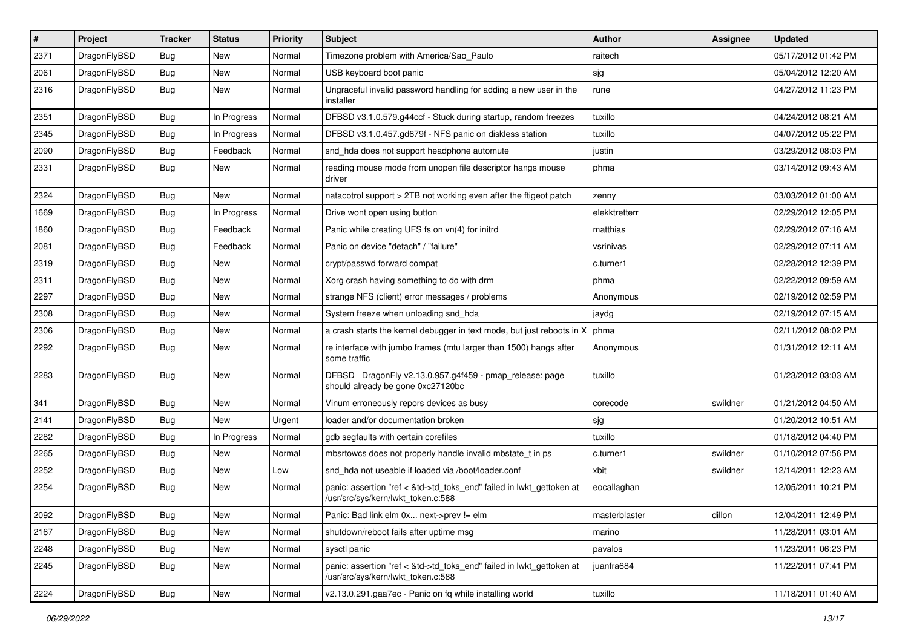| # | Project | Tracker | Status | Priority | Subject | Author | Assignee | Updated |
|---|---|---|---|---|---|---|---|---|
| 2371 | DragonFlyBSD | Bug | New | Normal | Timezone problem with America/Sao_Paulo | raitech | | 05/17/2012 01:42 PM |
| 2061 | DragonFlyBSD | Bug | New | Normal | USB keyboard boot panic | sjg | | 05/04/2012 12:20 AM |
| 2316 | DragonFlyBSD | Bug | New | Normal | Ungraceful invalid password handling for adding a new user in the installer | rune | | 04/27/2012 11:23 PM |
| 2351 | DragonFlyBSD | Bug | In Progress | Normal | DFBSD v3.1.0.579.g44ccf - Stuck during startup, random freezes | tuxillo | | 04/24/2012 08:21 AM |
| 2345 | DragonFlyBSD | Bug | In Progress | Normal | DFBSD v3.1.0.457.gd679f - NFS panic on diskless station | tuxillo | | 04/07/2012 05:22 PM |
| 2090 | DragonFlyBSD | Bug | Feedback | Normal | snd_hda does not support headphone automute | justin | | 03/29/2012 08:03 PM |
| 2331 | DragonFlyBSD | Bug | New | Normal | reading mouse mode from unopen file descriptor hangs mouse driver | phma | | 03/14/2012 09:43 AM |
| 2324 | DragonFlyBSD | Bug | New | Normal | natacotrol support > 2TB not working even after the ftigeot patch | zenny | | 03/03/2012 01:00 AM |
| 1669 | DragonFlyBSD | Bug | In Progress | Normal | Drive wont open using button | elekktretterr | | 02/29/2012 12:05 PM |
| 1860 | DragonFlyBSD | Bug | Feedback | Normal | Panic while creating UFS fs on vn(4) for initrd | matthias | | 02/29/2012 07:16 AM |
| 2081 | DragonFlyBSD | Bug | Feedback | Normal | Panic on device "detach" / "failure" | vsrinivas | | 02/29/2012 07:11 AM |
| 2319 | DragonFlyBSD | Bug | New | Normal | crypt/passwd forward compat | c.turner1 | | 02/28/2012 12:39 PM |
| 2311 | DragonFlyBSD | Bug | New | Normal | Xorg crash having something to do with drm | phma | | 02/22/2012 09:59 AM |
| 2297 | DragonFlyBSD | Bug | New | Normal | strange NFS (client) error messages / problems | Anonymous | | 02/19/2012 02:59 PM |
| 2308 | DragonFlyBSD | Bug | New | Normal | System freeze when unloading snd_hda | jaydg | | 02/19/2012 07:15 AM |
| 2306 | DragonFlyBSD | Bug | New | Normal | a crash starts the kernel debugger in text mode, but just reboots in X | phma | | 02/11/2012 08:02 PM |
| 2292 | DragonFlyBSD | Bug | New | Normal | re interface with jumbo frames (mtu larger than 1500) hangs after some traffic | Anonymous | | 01/31/2012 12:11 AM |
| 2283 | DragonFlyBSD | Bug | New | Normal | DFBSD DragonFly v2.13.0.957.g4f459 - pmap_release: page should already be gone 0xc27120bc | tuxillo | | 01/23/2012 03:03 AM |
| 341 | DragonFlyBSD | Bug | New | Normal | Vinum erroneously repors devices as busy | corecode | swildner | 01/21/2012 04:50 AM |
| 2141 | DragonFlyBSD | Bug | New | Urgent | loader and/or documentation broken | sjg | | 01/20/2012 10:51 AM |
| 2282 | DragonFlyBSD | Bug | In Progress | Normal | gdb segfaults with certain corefiles | tuxillo | | 01/18/2012 04:40 PM |
| 2265 | DragonFlyBSD | Bug | New | Normal | mbsrtowcs does not properly handle invalid mbstate_t in ps | c.turner1 | swildner | 01/10/2012 07:56 PM |
| 2252 | DragonFlyBSD | Bug | New | Low | snd_hda not useable if loaded via /boot/loader.conf | xbit | swildner | 12/14/2011 12:23 AM |
| 2254 | DragonFlyBSD | Bug | New | Normal | panic: assertion "ref < &td->td_toks_end" failed in lwkt_gettoken at /usr/src/sys/kern/lwkt_token.c:588 | eocallaghan | | 12/05/2011 10:21 PM |
| 2092 | DragonFlyBSD | Bug | New | Normal | Panic: Bad link elm 0x... next->prev != elm | masterblaster | dillon | 12/04/2011 12:49 PM |
| 2167 | DragonFlyBSD | Bug | New | Normal | shutdown/reboot fails after uptime msg | marino | | 11/28/2011 03:01 AM |
| 2248 | DragonFlyBSD | Bug | New | Normal | sysctl panic | pavalos | | 11/23/2011 06:23 PM |
| 2245 | DragonFlyBSD | Bug | New | Normal | panic: assertion "ref < &td->td_toks_end" failed in lwkt_gettoken at /usr/src/sys/kern/lwkt_token.c:588 | juanfra684 | | 11/22/2011 07:41 PM |
| 2224 | DragonFlyBSD | Bug | New | Normal | v2.13.0.291.gaa7ec - Panic on fq while installing world | tuxillo | | 11/18/2011 01:40 AM |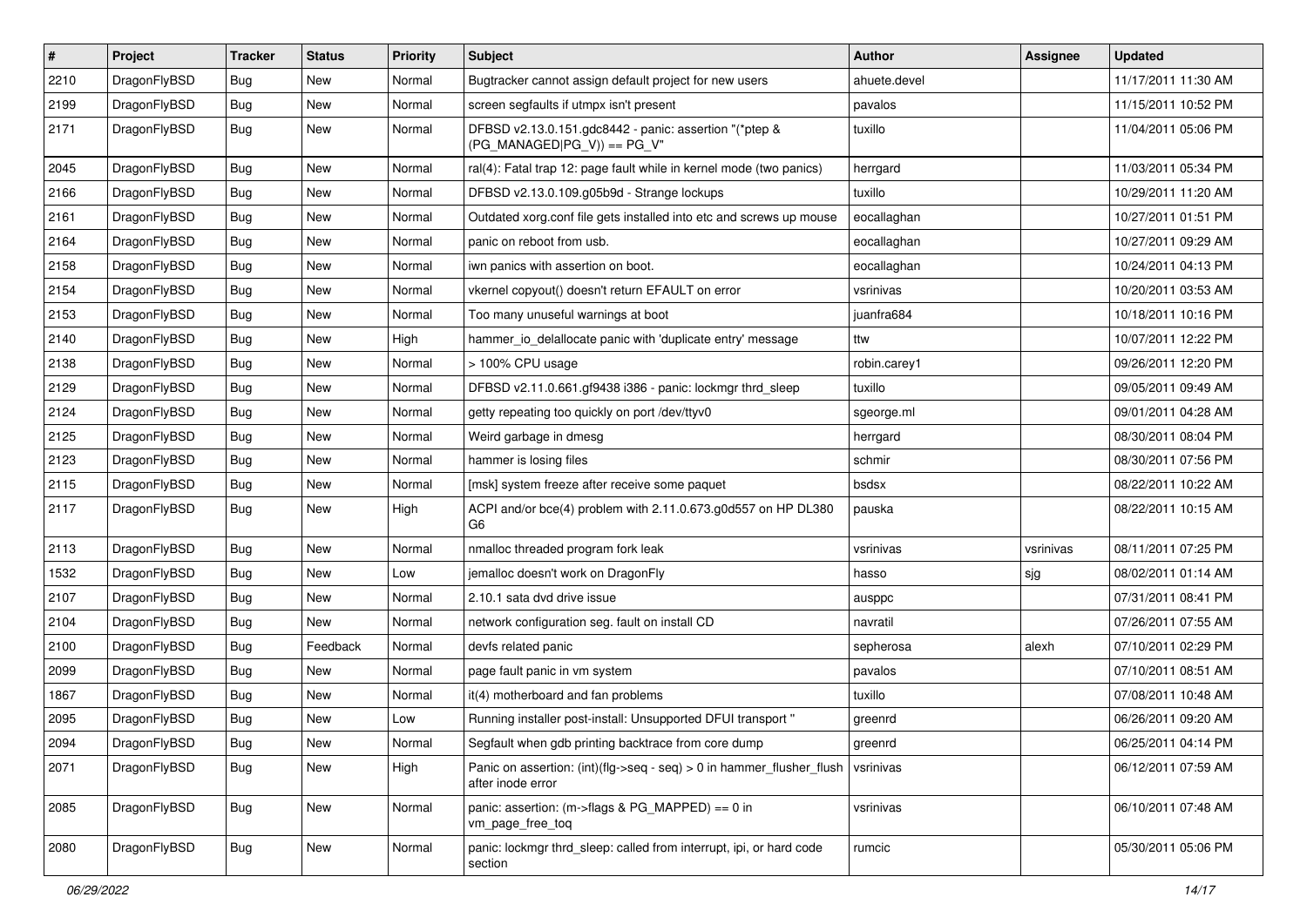| # | Project | Tracker | Status | Priority | Subject | Author | Assignee | Updated |
|---|---|---|---|---|---|---|---|---|
| 2210 | DragonFlyBSD | Bug | New | Normal | Bugtracker cannot assign default project for new users | ahuete.devel | | 11/17/2011 11:30 AM |
| 2199 | DragonFlyBSD | Bug | New | Normal | screen segfaults if utmpx isn't present | pavalos | | 11/15/2011 10:52 PM |
| 2171 | DragonFlyBSD | Bug | New | Normal | DFBSD v2.13.0.151.gdc8442 - panic: assertion "(*ptep & (PG_MANAGED\|PG_V)) == PG_V" | tuxillo | | 11/04/2011 05:06 PM |
| 2045 | DragonFlyBSD | Bug | New | Normal | ral(4): Fatal trap 12: page fault while in kernel mode (two panics) | herrgard | | 11/03/2011 05:34 PM |
| 2166 | DragonFlyBSD | Bug | New | Normal | DFBSD v2.13.0.109.g05b9d - Strange lockups | tuxillo | | 10/29/2011 11:20 AM |
| 2161 | DragonFlyBSD | Bug | New | Normal | Outdated xorg.conf file gets installed into etc and screws up mouse | eocallaghan | | 10/27/2011 01:51 PM |
| 2164 | DragonFlyBSD | Bug | New | Normal | panic on reboot from usb. | eocallaghan | | 10/27/2011 09:29 AM |
| 2158 | DragonFlyBSD | Bug | New | Normal | iwn panics with assertion on boot. | eocallaghan | | 10/24/2011 04:13 PM |
| 2154 | DragonFlyBSD | Bug | New | Normal | vkernel copyout() doesn't return EFAULT on error | vsrinivas | | 10/20/2011 03:53 AM |
| 2153 | DragonFlyBSD | Bug | New | Normal | Too many unuseful warnings at boot | juanfra684 | | 10/18/2011 10:16 PM |
| 2140 | DragonFlyBSD | Bug | New | High | hammer_io_delallocate panic with 'duplicate entry' message | ttw | | 10/07/2011 12:22 PM |
| 2138 | DragonFlyBSD | Bug | New | Normal | > 100% CPU usage | robin.carey1 | | 09/26/2011 12:20 PM |
| 2129 | DragonFlyBSD | Bug | New | Normal | DFBSD v2.11.0.661.gf9438 i386 - panic: lockmgr thrd_sleep | tuxillo | | 09/05/2011 09:49 AM |
| 2124 | DragonFlyBSD | Bug | New | Normal | getty repeating too quickly on port /dev/ttyv0 | sgeorge.ml | | 09/01/2011 04:28 AM |
| 2125 | DragonFlyBSD | Bug | New | Normal | Weird garbage in dmesg | herrgard | | 08/30/2011 08:04 PM |
| 2123 | DragonFlyBSD | Bug | New | Normal | hammer is losing files | schmir | | 08/30/2011 07:56 PM |
| 2115 | DragonFlyBSD | Bug | New | Normal | [msk] system freeze after receive some paquet | bsdsx | | 08/22/2011 10:22 AM |
| 2117 | DragonFlyBSD | Bug | New | High | ACPI and/or bce(4) problem with 2.11.0.673.g0d557 on HP DL380 G6 | pauska | | 08/22/2011 10:15 AM |
| 2113 | DragonFlyBSD | Bug | New | Normal | nmalloc threaded program fork leak | vsrinivas | vsrinivas | 08/11/2011 07:25 PM |
| 1532 | DragonFlyBSD | Bug | New | Low | jemalloc doesn't work on DragonFly | hasso | sjg | 08/02/2011 01:14 AM |
| 2107 | DragonFlyBSD | Bug | New | Normal | 2.10.1 sata dvd drive issue | ausppc | | 07/31/2011 08:41 PM |
| 2104 | DragonFlyBSD | Bug | New | Normal | network configuration seg. fault on install CD | navratil | | 07/26/2011 07:55 AM |
| 2100 | DragonFlyBSD | Bug | Feedback | Normal | devfs related panic | sepherosa | alexh | 07/10/2011 02:29 PM |
| 2099 | DragonFlyBSD | Bug | New | Normal | page fault panic in vm system | pavalos | | 07/10/2011 08:51 AM |
| 1867 | DragonFlyBSD | Bug | New | Normal | it(4) motherboard and fan problems | tuxillo | | 07/08/2011 10:48 AM |
| 2095 | DragonFlyBSD | Bug | New | Low | Running installer post-install: Unsupported DFUI transport " | greenrd | | 06/26/2011 09:20 AM |
| 2094 | DragonFlyBSD | Bug | New | Normal | Segfault when gdb printing backtrace from core dump | greenrd | | 06/25/2011 04:14 PM |
| 2071 | DragonFlyBSD | Bug | New | High | Panic on assertion: (int)(flg->seq - seq) > 0 in hammer_flusher_flush after inode error | vsrinivas | | 06/12/2011 07:59 AM |
| 2085 | DragonFlyBSD | Bug | New | Normal | panic: assertion: (m->flags & PG_MAPPED) == 0 in vm_page_free_toq | vsrinivas | | 06/10/2011 07:48 AM |
| 2080 | DragonFlyBSD | Bug | New | Normal | panic: lockmgr thrd_sleep: called from interrupt, ipi, or hard code section | rumcic | | 05/30/2011 05:06 PM |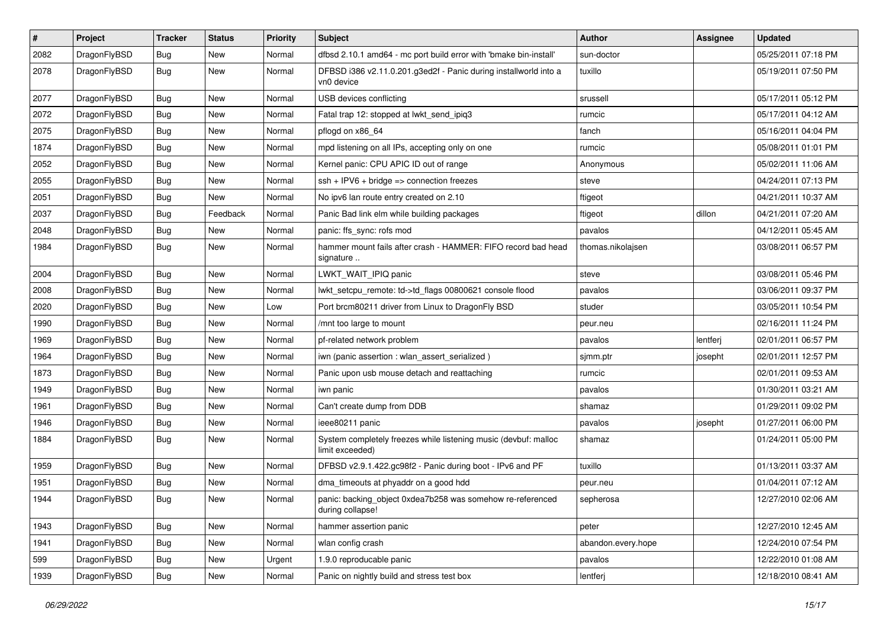| # | Project | Tracker | Status | Priority | Subject | Author | Assignee | Updated |
| --- | --- | --- | --- | --- | --- | --- | --- | --- |
| 2082 | DragonFlyBSD | Bug | New | Normal | dfbsd 2.10.1 amd64 - mc port build error with 'bmake bin-install' | sun-doctor | | 05/25/2011 07:18 PM |
| 2078 | DragonFlyBSD | Bug | New | Normal | DFBSD i386 v2.11.0.201.g3ed2f - Panic during installworld into a vn0 device | tuxillo | | 05/19/2011 07:50 PM |
| 2077 | DragonFlyBSD | Bug | New | Normal | USB devices conflicting | srussell | | 05/17/2011 05:12 PM |
| 2072 | DragonFlyBSD | Bug | New | Normal | Fatal trap 12: stopped at lwkt_send_ipiq3 | rumcic | | 05/17/2011 04:12 AM |
| 2075 | DragonFlyBSD | Bug | New | Normal | pflogd on x86_64 | fanch | | 05/16/2011 04:04 PM |
| 1874 | DragonFlyBSD | Bug | New | Normal | mpd listening on all IPs, accepting only on one | rumcic | | 05/08/2011 01:01 PM |
| 2052 | DragonFlyBSD | Bug | New | Normal | Kernel panic: CPU APIC ID out of range | Anonymous | | 05/02/2011 11:06 AM |
| 2055 | DragonFlyBSD | Bug | New | Normal | ssh + IPV6 + bridge => connection freezes | steve | | 04/24/2011 07:13 PM |
| 2051 | DragonFlyBSD | Bug | New | Normal | No ipv6 lan route entry created on 2.10 | ftigeot | | 04/21/2011 10:37 AM |
| 2037 | DragonFlyBSD | Bug | Feedback | Normal | Panic Bad link elm while building packages | ftigeot | dillon | 04/21/2011 07:20 AM |
| 2048 | DragonFlyBSD | Bug | New | Normal | panic: ffs_sync: rofs mod | pavalos | | 04/12/2011 05:45 AM |
| 1984 | DragonFlyBSD | Bug | New | Normal | hammer mount fails after crash - HAMMER: FIFO record bad head signature .. | thomas.nikolajsen | | 03/08/2011 06:57 PM |
| 2004 | DragonFlyBSD | Bug | New | Normal | LWKT_WAIT_IPIQ panic | steve | | 03/08/2011 05:46 PM |
| 2008 | DragonFlyBSD | Bug | New | Normal | lwkt_setcpu_remote: td->td_flags 00800621 console flood | pavalos | | 03/06/2011 09:37 PM |
| 2020 | DragonFlyBSD | Bug | New | Low | Port brcm80211 driver from Linux to DragonFly BSD | studer | | 03/05/2011 10:54 PM |
| 1990 | DragonFlyBSD | Bug | New | Normal | /mnt too large to mount | peur.neu | | 02/16/2011 11:24 PM |
| 1969 | DragonFlyBSD | Bug | New | Normal | pf-related network problem | pavalos | lentferj | 02/01/2011 06:57 PM |
| 1964 | DragonFlyBSD | Bug | New | Normal | iwn (panic assertion : wlan_assert_serialized ) | sjmm.ptr | josepht | 02/01/2011 12:57 PM |
| 1873 | DragonFlyBSD | Bug | New | Normal | Panic upon usb mouse detach and reattaching | rumcic | | 02/01/2011 09:53 AM |
| 1949 | DragonFlyBSD | Bug | New | Normal | iwn panic | pavalos | | 01/30/2011 03:21 AM |
| 1961 | DragonFlyBSD | Bug | New | Normal | Can't create dump from DDB | shamaz | | 01/29/2011 09:02 PM |
| 1946 | DragonFlyBSD | Bug | New | Normal | ieee80211 panic | pavalos | josepht | 01/27/2011 06:00 PM |
| 1884 | DragonFlyBSD | Bug | New | Normal | System completely freezes while listening music (devbuf: malloc limit exceeded) | shamaz | | 01/24/2011 05:00 PM |
| 1959 | DragonFlyBSD | Bug | New | Normal | DFBSD v2.9.1.422.gc98f2 - Panic during boot - IPv6 and PF | tuxillo | | 01/13/2011 03:37 AM |
| 1951 | DragonFlyBSD | Bug | New | Normal | dma_timeouts at phyaddr on a good hdd | peur.neu | | 01/04/2011 07:12 AM |
| 1944 | DragonFlyBSD | Bug | New | Normal | panic: backing_object 0xdea7b258 was somehow re-referenced during collapse! | sepherosa | | 12/27/2010 02:06 AM |
| 1943 | DragonFlyBSD | Bug | New | Normal | hammer assertion panic | peter | | 12/27/2010 12:45 AM |
| 1941 | DragonFlyBSD | Bug | New | Normal | wlan config crash | abandon.every.hope | | 12/24/2010 07:54 PM |
| 599 | DragonFlyBSD | Bug | New | Urgent | 1.9.0 reproducable panic | pavalos | | 12/22/2010 01:08 AM |
| 1939 | DragonFlyBSD | Bug | New | Normal | Panic on nightly build and stress test box | lentferj | | 12/18/2010 08:41 AM |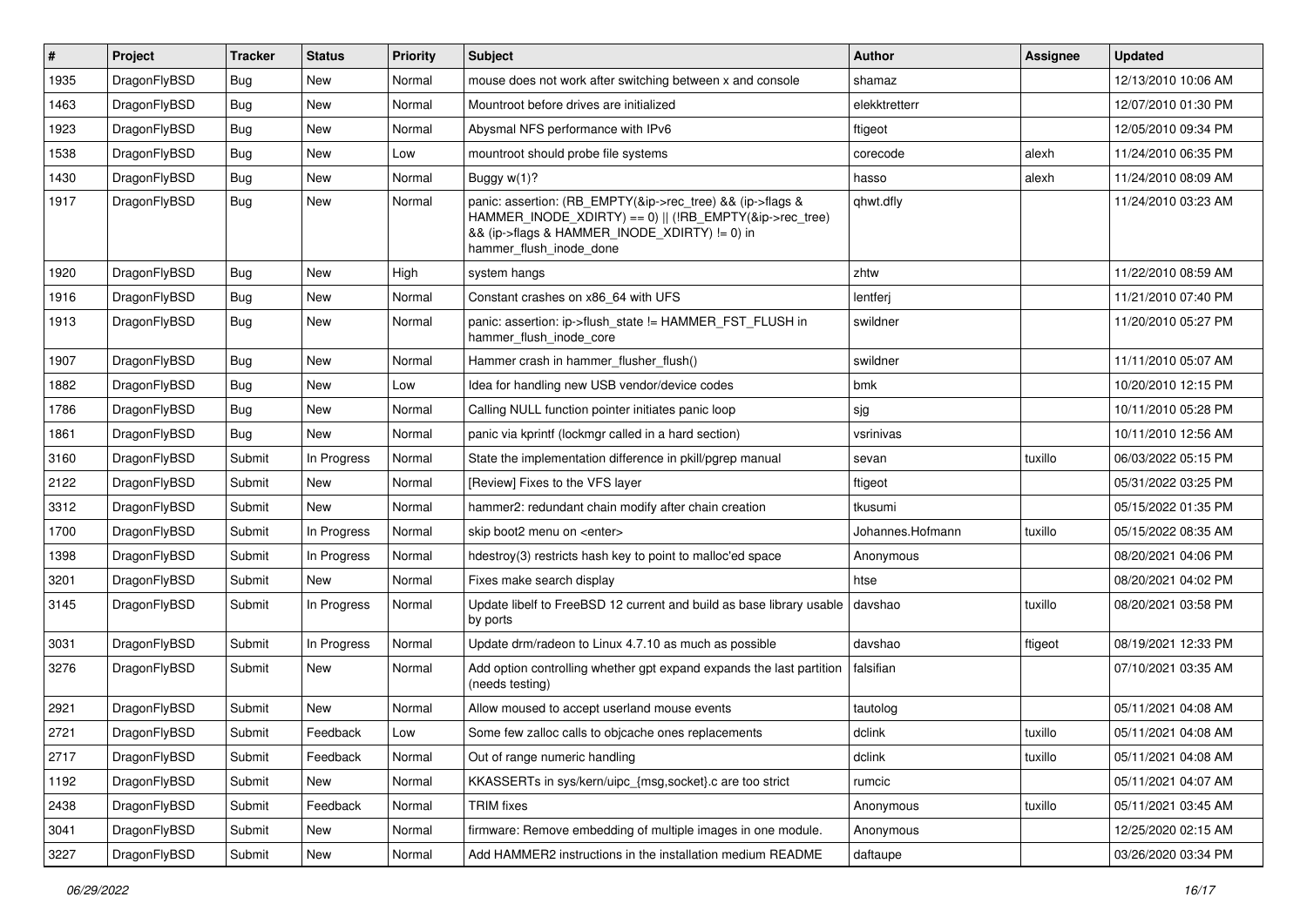| # | Project | Tracker | Status | Priority | Subject | Author | Assignee | Updated |
|---|---|---|---|---|---|---|---|---|
| 1935 | DragonFlyBSD | Bug | New | Normal | mouse does not work after switching between x and console | shamaz | | 12/13/2010 10:06 AM |
| 1463 | DragonFlyBSD | Bug | New | Normal | Mountroot before drives are initialized | elekktretterr | | 12/07/2010 01:30 PM |
| 1923 | DragonFlyBSD | Bug | New | Normal | Abysmal NFS performance with IPv6 | ftigeot | | 12/05/2010 09:34 PM |
| 1538 | DragonFlyBSD | Bug | New | Low | mountroot should probe file systems | corecode | alexh | 11/24/2010 06:35 PM |
| 1430 | DragonFlyBSD | Bug | New | Normal | Buggy w(1)? | hasso | alexh | 11/24/2010 08:09 AM |
| 1917 | DragonFlyBSD | Bug | New | Normal | panic: assertion: (RB_EMPTY(&ip->rec_tree) && (ip->flags & HAMMER_INODE_XDIRTY) == 0) \|\| (!RB_EMPTY(&ip->rec_tree) && (ip->flags & HAMMER_INODE_XDIRTY) != 0) in hammer_flush_inode_done | qhwt.dfly | | 11/24/2010 03:23 AM |
| 1920 | DragonFlyBSD | Bug | New | High | system hangs | zhtw | | 11/22/2010 08:59 AM |
| 1916 | DragonFlyBSD | Bug | New | Normal | Constant crashes on x86_64 with UFS | lentferj | | 11/21/2010 07:40 PM |
| 1913 | DragonFlyBSD | Bug | New | Normal | panic: assertion: ip->flush_state != HAMMER_FST_FLUSH in hammer_flush_inode_core | swildner | | 11/20/2010 05:27 PM |
| 1907 | DragonFlyBSD | Bug | New | Normal | Hammer crash in hammer_flusher_flush() | swildner | | 11/11/2010 05:07 AM |
| 1882 | DragonFlyBSD | Bug | New | Low | Idea for handling new USB vendor/device codes | bmk | | 10/20/2010 12:15 PM |
| 1786 | DragonFlyBSD | Bug | New | Normal | Calling NULL function pointer initiates panic loop | sjg | | 10/11/2010 05:28 PM |
| 1861 | DragonFlyBSD | Bug | New | Normal | panic via kprintf (lockmgr called in a hard section) | vsrinivas | | 10/11/2010 12:56 AM |
| 3160 | DragonFlyBSD | Submit | In Progress | Normal | State the implementation difference in pkill/pgrep manual | sevan | tuxillo | 06/03/2022 05:15 PM |
| 2122 | DragonFlyBSD | Submit | New | Normal | [Review] Fixes to the VFS layer | ftigeot | | 05/31/2022 03:25 PM |
| 3312 | DragonFlyBSD | Submit | New | Normal | hammer2: redundant chain modify after chain creation | tkusumi | | 05/15/2022 01:35 PM |
| 1700 | DragonFlyBSD | Submit | In Progress | Normal | skip boot2 menu on <enter> | Johannes.Hofmann | tuxillo | 05/15/2022 08:35 AM |
| 1398 | DragonFlyBSD | Submit | In Progress | Normal | hdestroy(3) restricts hash key to point to malloc'ed space | Anonymous | | 08/20/2021 04:06 PM |
| 3201 | DragonFlyBSD | Submit | New | Normal | Fixes make search display | htse | | 08/20/2021 04:02 PM |
| 3145 | DragonFlyBSD | Submit | In Progress | Normal | Update libelf to FreeBSD 12 current and build as base library usable by ports | davshao | tuxillo | 08/20/2021 03:58 PM |
| 3031 | DragonFlyBSD | Submit | In Progress | Normal | Update drm/radeon to Linux 4.7.10 as much as possible | davshao | ftigeot | 08/19/2021 12:33 PM |
| 3276 | DragonFlyBSD | Submit | New | Normal | Add option controlling whether gpt expand expands the last partition (needs testing) | falsifian | | 07/10/2021 03:35 AM |
| 2921 | DragonFlyBSD | Submit | New | Normal | Allow moused to accept userland mouse events | tautolog | | 05/11/2021 04:08 AM |
| 2721 | DragonFlyBSD | Submit | Feedback | Low | Some few zalloc calls to objcache ones replacements | dclink | tuxillo | 05/11/2021 04:08 AM |
| 2717 | DragonFlyBSD | Submit | Feedback | Normal | Out of range numeric handling | dclink | tuxillo | 05/11/2021 04:08 AM |
| 1192 | DragonFlyBSD | Submit | New | Normal | KKASSERTs in sys/kern/uipc_{msg,socket}.c are too strict | rumcic | | 05/11/2021 04:07 AM |
| 2438 | DragonFlyBSD | Submit | Feedback | Normal | TRIM fixes | Anonymous | tuxillo | 05/11/2021 03:45 AM |
| 3041 | DragonFlyBSD | Submit | New | Normal | firmware: Remove embedding of multiple images in one module. | Anonymous | | 12/25/2020 02:15 AM |
| 3227 | DragonFlyBSD | Submit | New | Normal | Add HAMMER2 instructions in the installation medium README | daftaupe | | 03/26/2020 03:34 PM |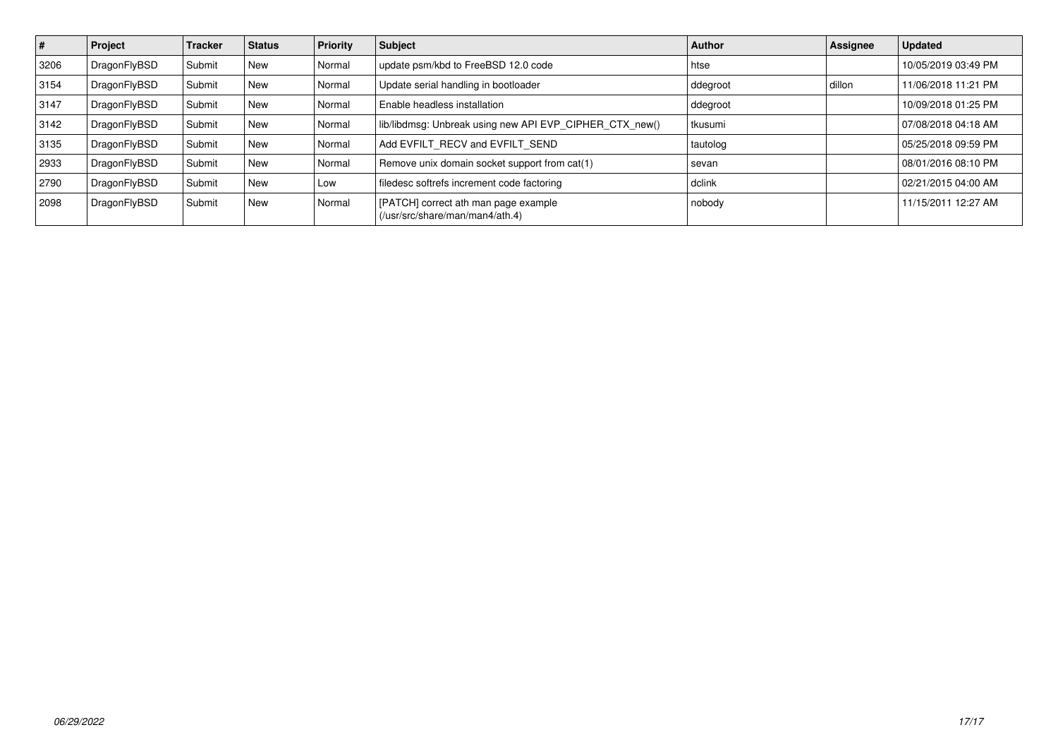| # | Project | Tracker | Status | Priority | Subject | Author | Assignee | Updated |
|---|---|---|---|---|---|---|---|---|
| 3206 | DragonFlyBSD | Submit | New | Normal | update psm/kbd to FreeBSD 12.0 code | htse | | 10/05/2019 03:49 PM |
| 3154 | DragonFlyBSD | Submit | New | Normal | Update serial handling in bootloader | ddegroot | dillon | 11/06/2018 11:21 PM |
| 3147 | DragonFlyBSD | Submit | New | Normal | Enable headless installation | ddegroot | | 10/09/2018 01:25 PM |
| 3142 | DragonFlyBSD | Submit | New | Normal | lib/libdmsg: Unbreak using new API EVP_CIPHER_CTX_new() | tkusumi | | 07/08/2018 04:18 AM |
| 3135 | DragonFlyBSD | Submit | New | Normal | Add EVFILT_RECV and EVFILT_SEND | tautolog | | 05/25/2018 09:59 PM |
| 2933 | DragonFlyBSD | Submit | New | Normal | Remove unix domain socket support from cat(1) | sevan | | 08/01/2016 08:10 PM |
| 2790 | DragonFlyBSD | Submit | New | Low | filedesc softrefs increment code factoring | dclink | | 02/21/2015 04:00 AM |
| 2098 | DragonFlyBSD | Submit | New | Normal | [PATCH] correct ath man page example (/usr/src/share/man/man4/ath.4) | nobody | | 11/15/2011 12:27 AM |

*06/29/2022*